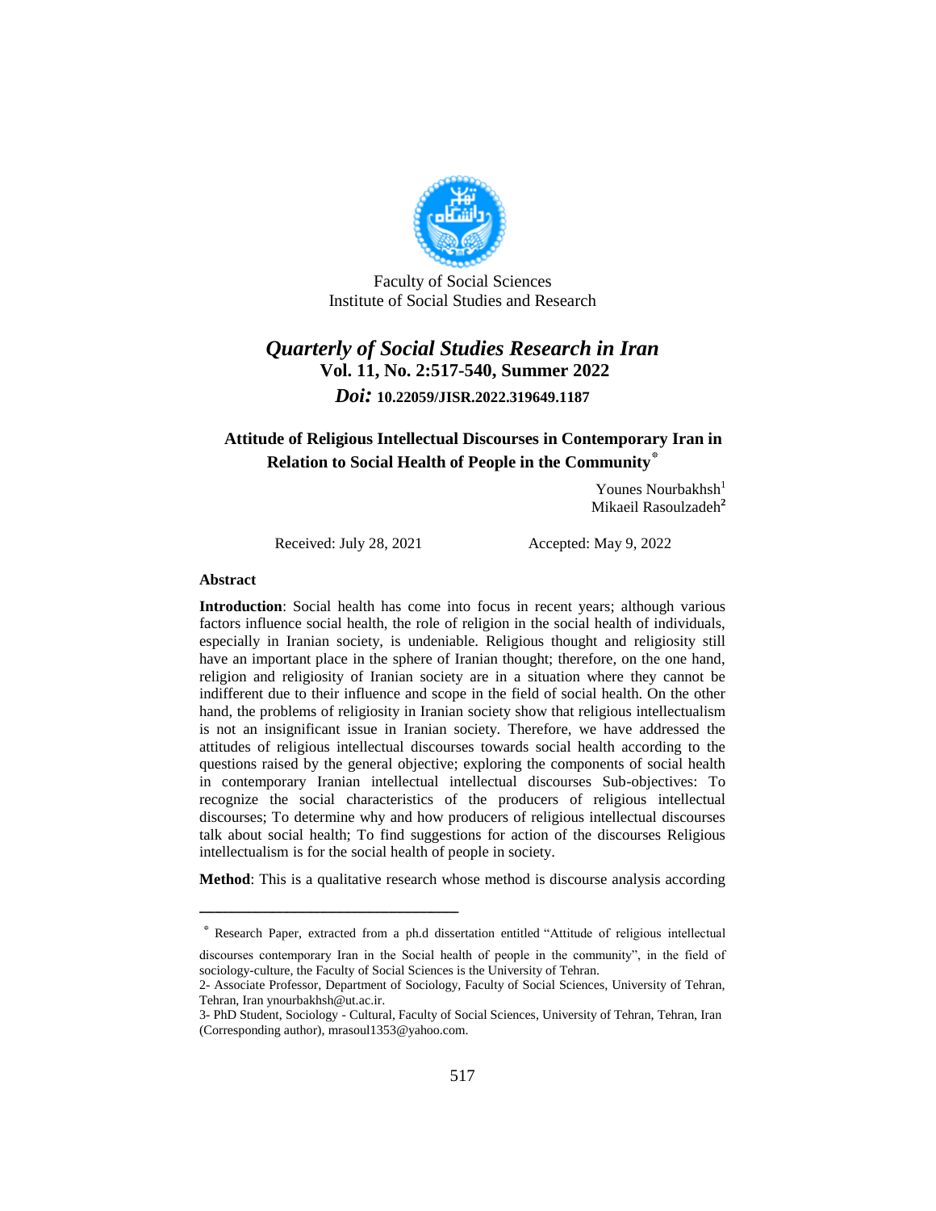Faculty of Social Sciences
Institute of Social Studies and Research

# *Quarterly of Social Studies Research in Iran*

**Vol. 11, No. 2:517-540, Summer 2022**

***Doi:*** **10.22059/JISR.2022.319649.1187**

## Attitude of Religious Intellectual Discourses in Contemporary Iran in Relation to Social Health of People in the Community*

Younes Nourbakhsh[1]
Mikaeil Rasoulzadeh[2]

Received: July 28, 2021 Accepted: May 9, 2022

**Abstract**

**Introduction**: Social health has come into focus in recent years; although various factors influence social health, the role of religion in the social health of individuals, especially in Iranian society, is undeniable. Religious thought and religiosity still have an important place in the sphere of Iranian thought; therefore, on the one hand, religion and religiosity of Iranian society are in a situation where they cannot be indifferent due to their influence and scope in the field of social health. On the other hand, the problems of religiosity in Iranian society show that religious intellectualism is not an insignificant issue in Iranian society. Therefore, we have addressed the attitudes of religious intellectual discourses towards social health according to the questions raised by the general objective; exploring the components of social health in contemporary Iranian intellectual intellectual discourses Sub-objectives: To recognize the social characteristics of the producers of religious intellectual discourses; To determine why and how producers of religious intellectual discourses talk about social health; To find suggestions for action of the discourses Religious intellectualism is for the social health of people in society.

**Method**: This is a qualitative research whose method is discourse analysis according

---

\* Research Paper, extracted from a ph.d dissertation entitled "Attitude of religious intellectual discourses contemporary Iran in the Social health of people in the community", in the field of sociology-culture, the Faculty of Social Sciences is the University of Tehran.

2- Associate Professor, Department of Sociology, Faculty of Social Sciences, University of Tehran, Tehran, Iran ynourbakhsh@ut.ac.ir.

3- PhD Student, Sociology - Cultural, Faculty of Social Sciences, University of Tehran, Tehran, Iran (Corresponding author), mrasoul1353@yahoo.com.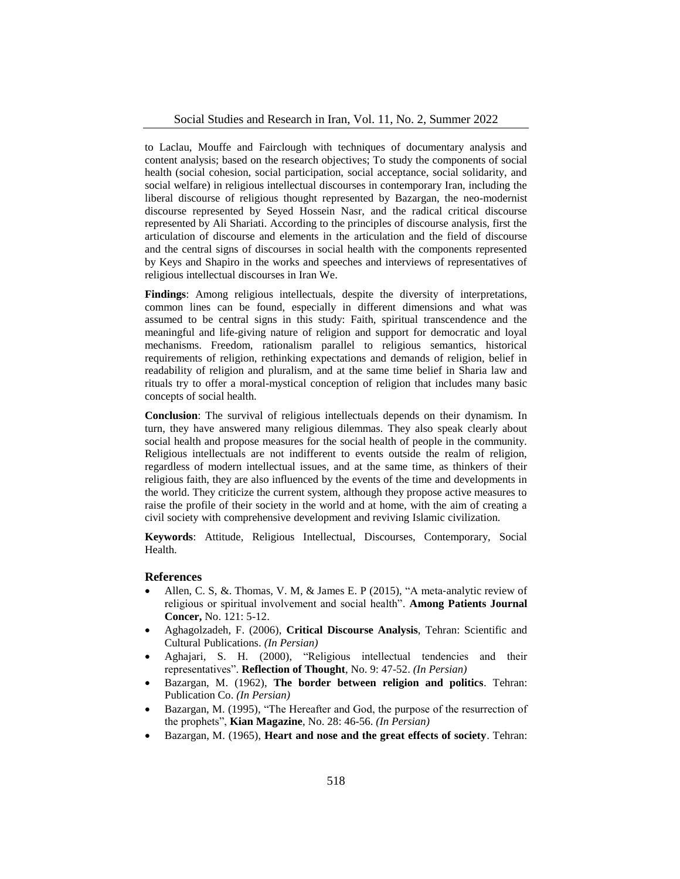to Laclau, Mouffe and Fairclough with techniques of documentary analysis and content analysis; based on the research objectives; To study the components of social health (social cohesion, social participation, social acceptance, social solidarity, and social welfare) in religious intellectual discourses in contemporary Iran, including the liberal discourse of religious thought represented by Bazargan, the neo-modernist discourse represented by Seyed Hossein Nasr, and the radical critical discourse represented by Ali Shariati. According to the principles of discourse analysis, first the articulation of discourse and elements in the articulation and the field of discourse and the central signs of discourses in social health with the components represented by Keys and Shapiro in the works and speeches and interviews of representatives of religious intellectual discourses in Iran We.

**Findings**: Among religious intellectuals, despite the diversity of interpretations, common lines can be found, especially in different dimensions and what was assumed to be central signs in this study: Faith, spiritual transcendence and the meaningful and life-giving nature of religion and support for democratic and loyal mechanisms. Freedom, rationalism parallel to religious semantics, historical requirements of religion, rethinking expectations and demands of religion, belief in readability of religion and pluralism, and at the same time belief in Sharia law and rituals try to offer a moral-mystical conception of religion that includes many basic concepts of social health.

**Conclusion**: The survival of religious intellectuals depends on their dynamism. In turn, they have answered many religious dilemmas. They also speak clearly about social health and propose measures for the social health of people in the community. Religious intellectuals are not indifferent to events outside the realm of religion, regardless of modern intellectual issues, and at the same time, as thinkers of their religious faith, they are also influenced by the events of the time and developments in the world. They criticize the current system, although they propose active measures to raise the profile of their society in the world and at home, with the aim of creating a civil society with comprehensive development and reviving Islamic civilization.

**Keywords**: Attitude, Religious Intellectual, Discourses, Contemporary, Social Health.

## References

- Allen, C. S, &. Thomas, V. M, & James E. P (2015), "A meta-analytic review of religious or spiritual involvement and social health". **Among Patients Journal Concer,** No. 121: 5-12.
- Aghagolzadeh, F. (2006), **Critical Discourse Analysis**, Tehran: Scientific and Cultural Publications. *(In Persian)*
- Aghajari, S. H. (2000), "Religious intellectual tendencies and their representatives". **Reflection of Thought**, No. 9: 47-52. *(In Persian)*
- Bazargan, M. (1962), **The border between religion and politics**. Tehran: Publication Co. *(In Persian)*
- Bazargan, M. (1995), "The Hereafter and God, the purpose of the resurrection of the prophets", **Kian Magazine**, No. 28: 46-56. *(In Persian)*
- Bazargan, M. (1965), **Heart and nose and the great effects of society**. Tehran: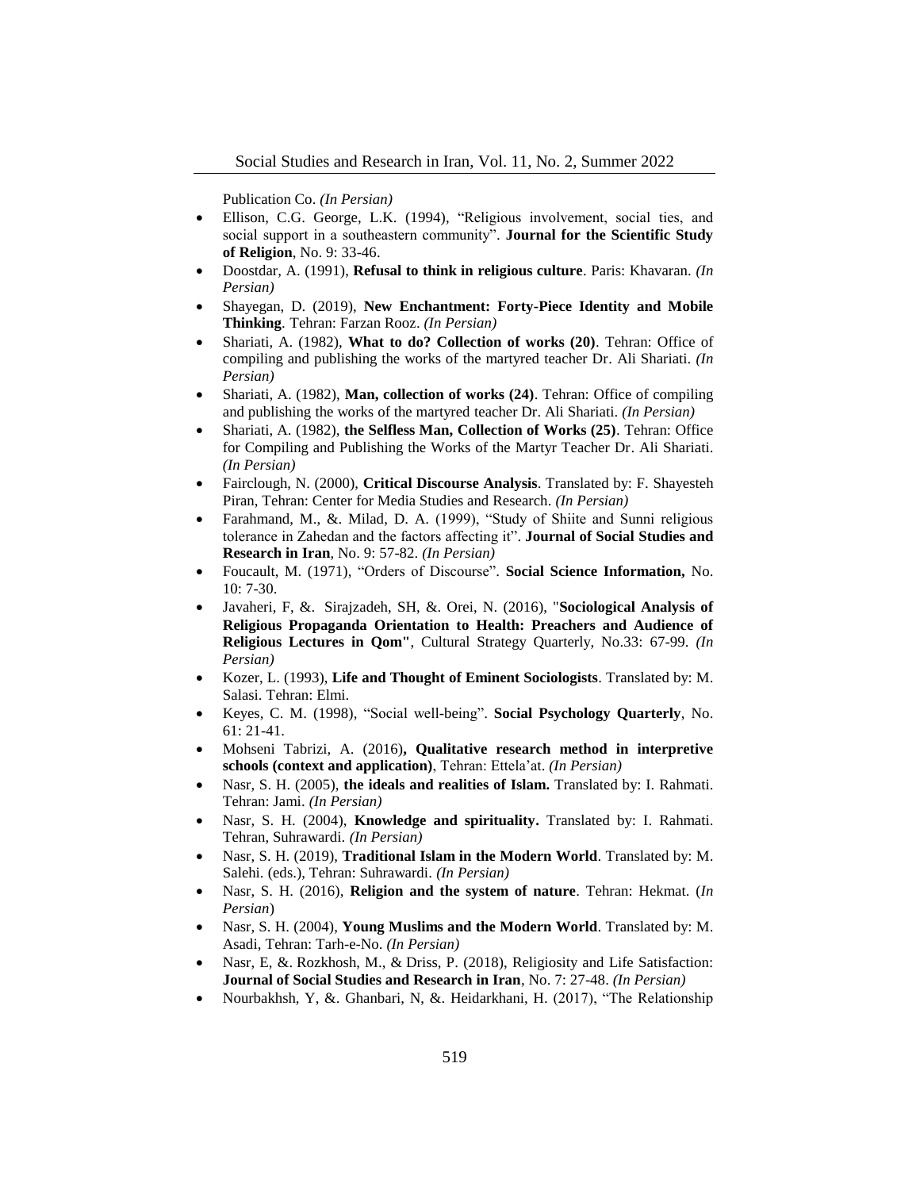Publication Co. *(In Persian)*

- Ellison, C.G. George, L.K. (1994), "Religious involvement, social ties, and social support in a southeastern community". **Journal for the Scientific Study of Religion**, No. 9: 33-46.
- Doostdar, A. (1991), **Refusal to think in religious culture**. Paris: Khavaran. *(In Persian)*
- Shayegan, D. (2019), **New Enchantment: Forty-Piece Identity and Mobile Thinking**. Tehran: Farzan Rooz. *(In Persian)*
- Shariati, A. (1982), **What to do? Collection of works (20)**. Tehran: Office of compiling and publishing the works of the martyred teacher Dr. Ali Shariati. *(In Persian)*
- Shariati, A. (1982), **Man, collection of works (24)**. Tehran: Office of compiling and publishing the works of the martyred teacher Dr. Ali Shariati. *(In Persian)*
- Shariati, A. (1982), **the Selfless Man, Collection of Works (25)**. Tehran: Office for Compiling and Publishing the Works of the Martyr Teacher Dr. Ali Shariati. *(In Persian)*
- Fairclough, N. (2000), **Critical Discourse Analysis**. Translated by: F. Shayesteh Piran, Tehran: Center for Media Studies and Research. *(In Persian)*
- Farahmand, M., &. Milad, D. A. (1999), "Study of Shiite and Sunni religious tolerance in Zahedan and the factors affecting it". **Journal of Social Studies and Research in Iran**, No. 9: 57-82. *(In Persian)*
- Foucault, M. (1971), "Orders of Discourse". **Social Science Information,** No. 10: 7-30.
- Javaheri, F, &. Sirajzadeh, SH, &. Orei, N. (2016), "**Sociological Analysis of Religious Propaganda Orientation to Health: Preachers and Audience of Religious Lectures in Qom"**, Cultural Strategy Quarterly, No.33: 67-99. *(In Persian)*
- Kozer, L. (1993), **Life and Thought of Eminent Sociologists**. Translated by: M. Salasi. Tehran: Elmi.
- Keyes, C. M. (1998), "Social well-being". **Social Psychology Quarterly**, No. 61: 21-41.
- Mohseni Tabrizi, A. (2016)**, Qualitative research method in interpretive schools (context and application)**, Tehran: Ettela'at. *(In Persian)*
- Nasr, S. H. (2005), **the ideals and realities of Islam.** Translated by: I. Rahmati. Tehran: Jami. *(In Persian)*
- Nasr, S. H. (2004), **Knowledge and spirituality.** Translated by: I. Rahmati. Tehran, Suhrawardi. *(In Persian)*
- Nasr, S. H. (2019), **Traditional Islam in the Modern World**. Translated by: M. Salehi. (eds.), Tehran: Suhrawardi. *(In Persian)*
- Nasr, S. H. (2016), **Religion and the system of nature**. Tehran: Hekmat. (*In Persian*)
- Nasr, S. H. (2004), **Young Muslims and the Modern World**. Translated by: M. Asadi, Tehran: Tarh-e-No. *(In Persian)*
- Nasr, E, &. Rozkhosh, M., & Driss, P. (2018), Religiosity and Life Satisfaction: **Journal of Social Studies and Research in Iran**, No. 7: 27-48. *(In Persian)*
- Nourbakhsh, Y, &. Ghanbari, N, &. Heidarkhani, H. (2017), "The Relationship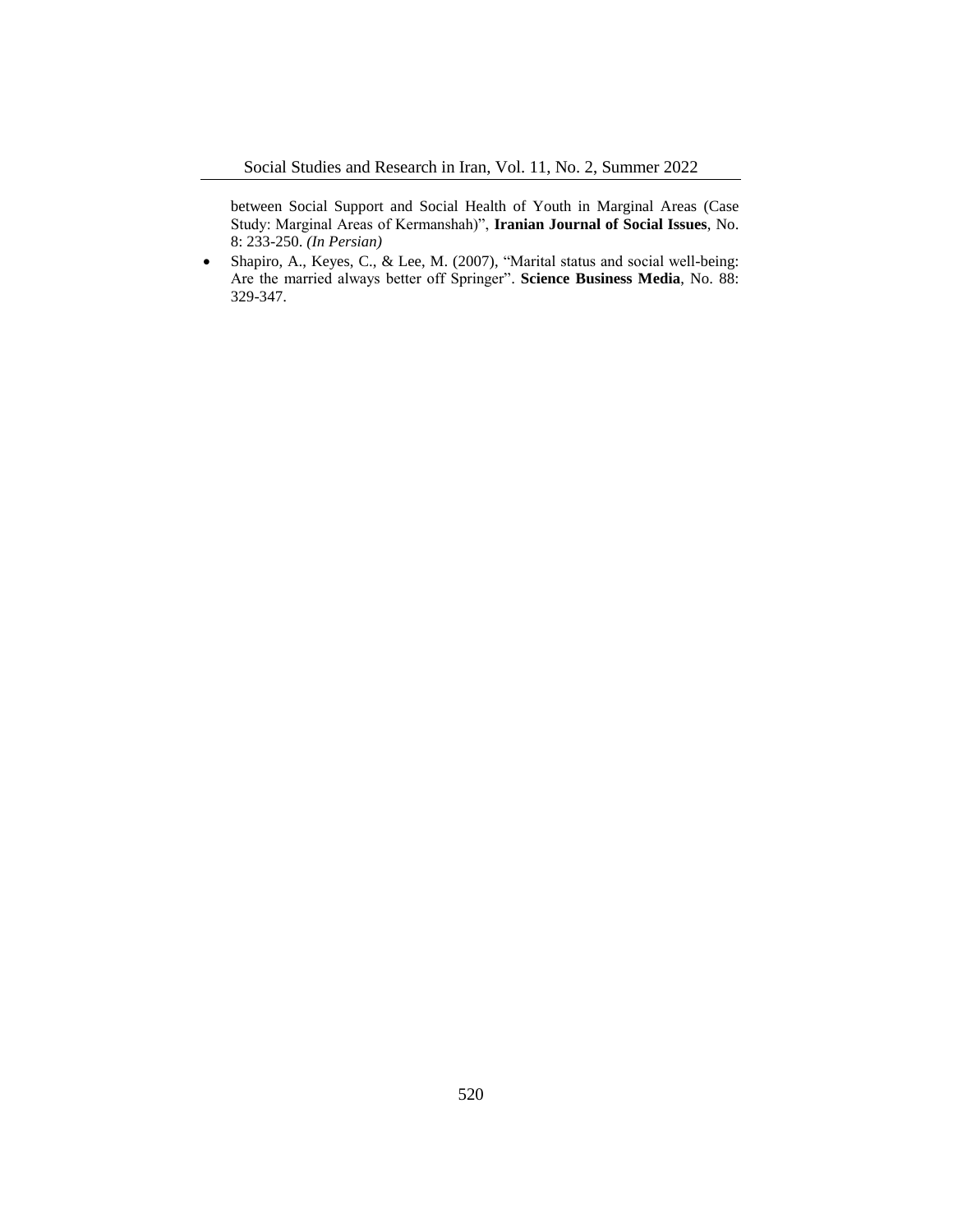between Social Support and Social Health of Youth in Marginal Areas (Case Study: Marginal Areas of Kermanshah)", **Iranian Journal of Social Issues**, No. 8: 233-250. *(In Persian)*

- Shapiro, A., Keyes, C., & Lee, M. (2007), "Marital status and social well-being: Are the married always better off Springer". **Science Business Media**, No. 88: 329-347.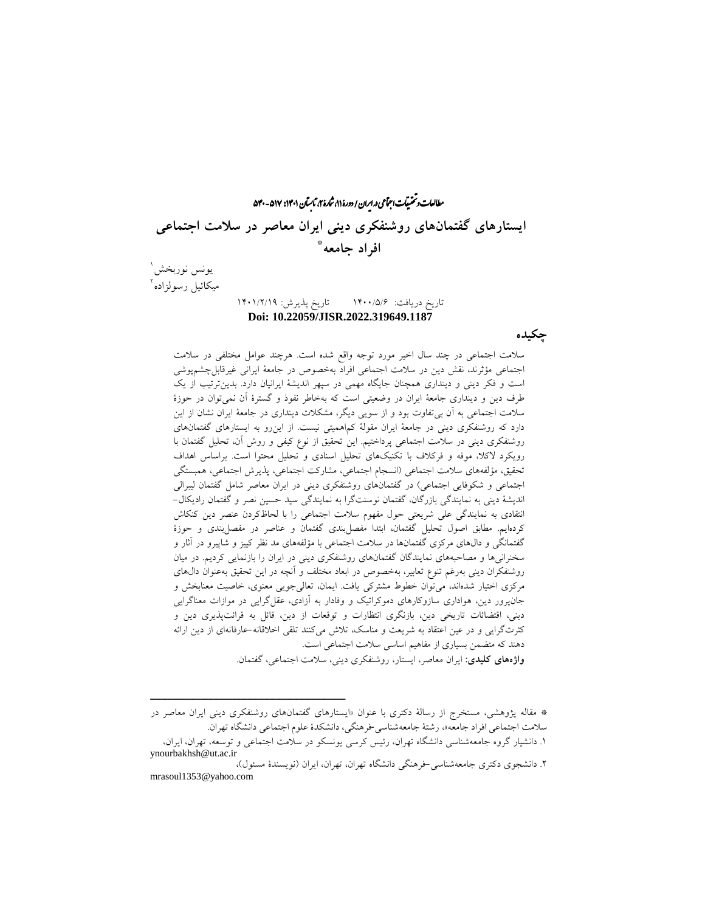# ایستارهای گفتمان‌های روشنفکری دینی ایران معاصر در سلامت اجتماعی افراد جامعه*

یونس نوربخش[1]

میکائیل رسولزاده[2]

تاریخ دریافت: ۱۴۰۰/۵/۶ تاریخ پذیرش: ۱۴۰۱/۲/۱۹

**Doi: 10.22059/JISR.2022.319649.1187**

## چکیده

سلامت اجتماعی در چند سال اخیر مورد توجه واقع شده است. هرچند عوامل مختلفی در سلامت اجتماعی مؤثرند، نقش دین در سلامت اجتماعی افراد به‌خصوص در جامعهٔ ایرانی غیرقابل‌چشم‌پوشی است و فکر دینی و دینداری همچنان جایگاه مهمی در سپهر اندیشهٔ ایرانیان دارد. بدین‌ترتیب از یک طرف دین و دینداری جامعهٔ ایران در وضعیتی است که به‌خاطر نفوذ و گسترهٔ آن نمی‌توان در حوزهٔ سلامت اجتماعی به آن بی‌تفاوت بود و از سویی دیگر، مشکلات دینداری در جامعهٔ ایران نشان از این دارد که روشنفکری دینی در جامعهٔ ایران مقولهٔ کم‌اهمیتی نیست. از این‌رو به ایستارهای گفتمان‌های روشنفکری دینی در سلامت اجتماعی پرداختیم. این تحقیق از نوع کیفی و روش آن، تحلیل گفتمان با رویکرد لاکلا، موفه و فرکلاف با تکنیک‌های تحلیل اسنادی و تحلیل محتوا است. براساس اهداف تحقیق، مؤلفه‌های سلامت اجتماعی (انسجام اجتماعی، مشارکت اجتماعی، پذیرش اجتماعی، همبستگی اجتماعی و شکوفایی اجتماعی) در گفتمان‌های روشنفکری دینی در ایران معاصر شامل گفتمان لیبرالی اندیشهٔ دینی به نمایندگی بازرگان، گفتمان نوسنت‌گرا به نمایندگی سید حسین نصر و گفتمان رادیکال- انتقادی به نمایندگی علی شریعتی حول مفهوم سلامت اجتماعی را با لحاظ‌کردن عنصر دین کنکاش کرده‌ایم. مطابق اصول تحلیل گفتمان، ابتدا مفصل‌بندی گفتمان و عناصر در مفصل‌بندی و حوزهٔ گفتمانگی و دال‌های مرکزی گفتمان‌ها در سلامت اجتماعی با مؤلفه‌های مد نظر کییز و شاپیرو در آثار و سخنرانی‌ها و مصاحبه‌های نمایندگان گفتمان‌های روشنفکری دینی در ایران را بازنمایی کردیم. در میان روشنفکران دینی به‌رغم تنوع تعابیر، به‌خصوص در ابعاد مختلف و آنچه در این تحقیق به‌عنوان دال‌های مرکزی اختیار شده‌اند، می‌توان خطوط مشترکی یافت. ایمان، تعالی‌جویی معنوی، خاصیت معنابخش و جان‌پرور دین، هواداری سازوکارهای دموکراتیک و وفادار به آزادی، عقل‌گرایی در موازات معناگرایی دینی، اقتضائات تاریخی دین، بازنگری انتظارات و توقعات از دین، قائل به قرائت‌پذیری دین و کثرت‌گرایی و در عین اعتقاد به شریعت و مناسک، تلاش می‌کنند تلقی اخلاقانه-عارفانه‌ای از دین ارائه دهند که متضمن بسیاری از مفاهیم اساسی سلامت اجتماعی است.

**واژه‌های کلیدی:** ایران معاصر، ایستار، روشنفکری دینی، سلامت اجتماعی، گفتمان.

---

* مقاله پژوهشی، مستخرج از رسالهٔ دکتری با عنوان «ایستارهای گفتمان‌های روشنفکری دینی ایران معاصر در سلامت اجتماعی افراد جامعه»، رشتهٔ جامعه‌شناسی-فرهنگی، دانشکدهٔ علوم اجتماعی دانشگاه تهران.

[1] دانشیار گروه جامعه‌شناسی دانشگاه تهران، رئیس کرسی یونسکو در سلامت اجتماعی و توسعه، تهران، ایران، ynourbakhsh@ut.ac.ir

[2] دانشجوی دکتری جامعه‌شناسی-فرهنگی دانشگاه تهران، تهران، ایران (نویسندهٔ مسئول)، mrasoul1353@yahoo.com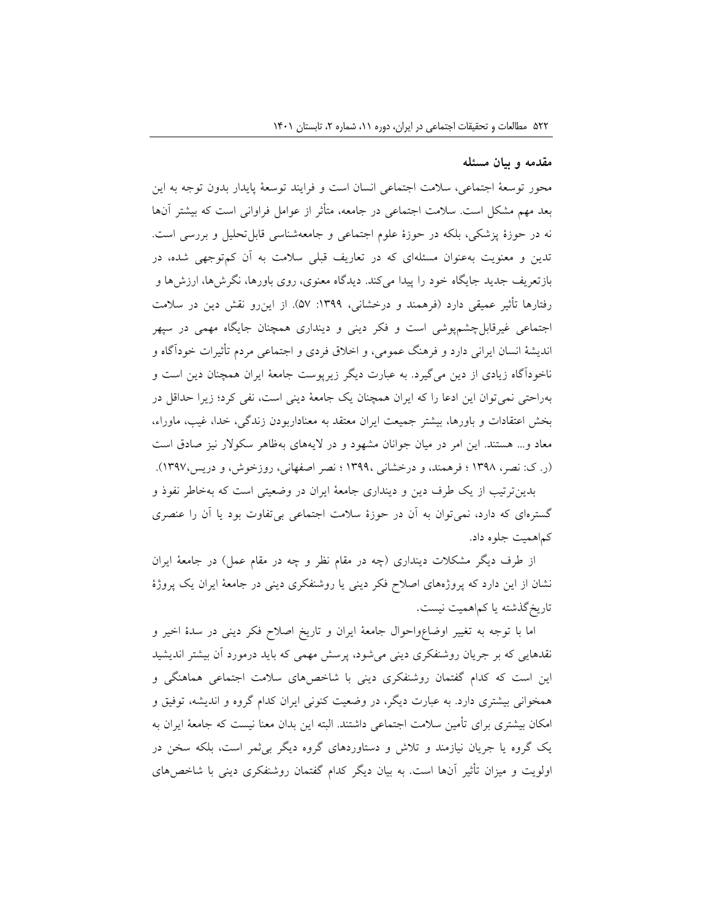## مقدمه و بیان مسئله

محور توسعهٔ اجتماعی، سلامت اجتماعی انسان است و فرایند توسعهٔ پایدار بدون توجه به این بعد مهم مشکل است. سلامت اجتماعی در جامعه، متأثر از عوامل فراوانی است که بیشتر آن‌ها نه در حوزهٔ پزشکی، بلکه در حوزهٔ علوم اجتماعی و جامعه‌شناسی قابل‌تحلیل و بررسی است. تدین و معنویت به‌عنوان مسئله‌ای که در تعاریف قبلی سلامت به آن کم‌توجهی شده، در بازتعریف جدید جایگاه خود را پیدا می‌کند. دیدگاه معنوی، روی باورها، نگرش‌ها، ارزش‌ها و رفتارها تأثیر عمیقی دارد (فرهمند و درخشانی، ۱۳۹۹: ۵۷). از این‌رو نقش دین در سلامت اجتماعی غیرقابل‌چشم‌پوشی است و فکر دینی و دینداری همچنان جایگاه مهمی در سپهر اندیشهٔ انسان ایرانی دارد و فرهنگ عمومی، و اخلاق فردی و اجتماعی مردم تأثیرات خودآگاه و ناخودآگاه زیادی از دین می‌گیرد. به عبارت دیگر زیرپوست جامعهٔ ایران همچنان دین است و به‌راحتی نمی‌توان این ادعا را که ایران همچنان یک جامعهٔ دینی است، نفی کرد؛ زیرا حداقل در بخش اعتقادات و باورها، بیشتر جمیعت ایران معتقد به معنادار‌بودن زندگی، خدا، غیب، ماوراء، معاد و... هستند. این امر در میان جوانان مشهود و در لایه‌های به‌ظاهر سکولار نیز صادق است (ر. ک: نصر، ۱۳۹۸ ؛ فرهمند، و درخشانی ،۱۳۹۹ ؛ نصر اصفهانی، روزخوش، و دریس،۱۳۹۷).

بدین‌ترتیب از یک طرف دین و دینداری جامعهٔ ایران در وضعیتی است که به‌خاطر نفوذ و گستره‌ای که دارد، نمی‌توان به آن در حوزهٔ سلامت اجتماعی بی‌تفاوت بود یا آن را عنصری کم‌اهمیت جلوه داد.

از طرف دیگر مشکلات دینداری (چه در مقام نظر و چه در مقام عمل) در جامعهٔ ایران نشان از این دارد که پروژه‌های اصلاح فکر دینی یا روشنفکری دینی در جامعهٔ ایران یک پروژهٔ تاریخ‌گذشته یا کم‌اهمیت نیست.

اما با توجه به تغییر اوضاع‌واحوال جامعهٔ ایران و تاریخ اصلاح فکر دینی در سدهٔ اخیر و نقدهایی که بر جریان روشنفکری دینی می‌شود، پرسش مهمی که باید درمورد آن بیشتر اندیشید این است که کدام گفتمان روشنفکری دینی با شاخص‌های سلامت اجتماعی هماهنگی و همخوانی بیشتری دارد. به عبارت دیگر، در وضعیت کنونی ایران کدام گروه و اندیشه، توفیق و امکان بیشتری برای تأمین سلامت اجتماعی داشتند. البته این بدان معنا نیست که جامعهٔ ایران به یک گروه یا جریان نیازمند و تلاش و دستاوردهای گروه دیگر بی‌ثمر است، بلکه سخن در اولویت و میزان تأثیر آن‌ها است. به بیان دیگر کدام گفتمان روشنفکری دینی با شاخص‌های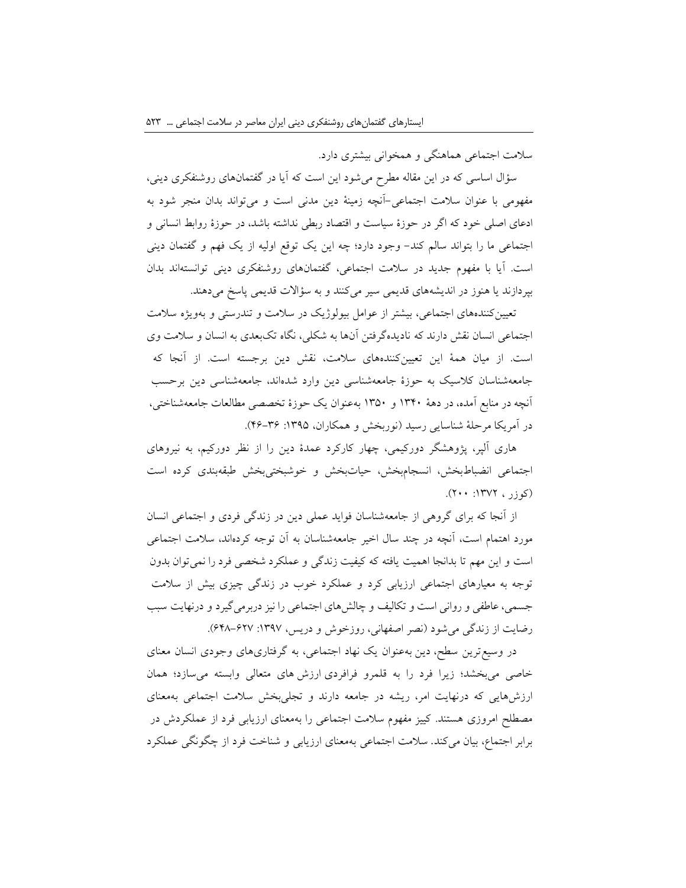سلامت اجتماعی هماهنگی و همخوانی بیشتری دارد.

سؤال اساسی که در این مقاله مطرح می‌شود این است که آیا در گفتمان‌های روشنفکری دینی، مفهومی با عنوان سلامت اجتماعی–آنچه زمینهٔ دین مدنی است و می‌تواند بدان منجر شود به ادعای اصلی خود که اگر در حوزهٔ سیاست و اقتصاد ربطی نداشته باشد، در حوزهٔ روابط انسانی و اجتماعی ما را بتواند سالم کند– وجود دارد؛ چه این یک توقع اولیه از یک فهم و گفتمان دینی است. آیا با مفهوم جدید در سلامت اجتماعی، گفتمان‌های روشنفکری دینی توانسته‌اند بدان بپردازند یا هنوز در اندیشه‌های قدیمی سیر می‌کنند و به سؤالات قدیمی پاسخ می‌دهند.

تعیین‌کننده‌های اجتماعی، بیشتر از عوامل بیولوژیک در سلامت و تندرستی و به‌ویژه سلامت اجتماعی انسان نقش دارند که نادیده‌گرفتن آن‌ها به شکلی، نگاه تک‌بعدی به انسان و سلامت وی است. از میان همهٔ این تعیین‌کننده‌های سلامت، نقش دین برجسته است. از آنجا که جامعه‌شناسان کلاسیک به حوزهٔ جامعه‌شناسی دین وارد شده‌اند، جامعه‌شناسی دین برحسب آنچه در منابع آمده، در دههٔ ۱۳۴۰ و ۱۳۵۰ به‌عنوان یک حوزهٔ تخصصی مطالعات جامعه‌شناختی، در آمریکا مرحلهٔ شناسایی رسید (نوربخش و همکاران، ۱۳۹۵: ۳۶-۴۶).

هاری آلپر، پژوهشگر دورکیمی، چهار کارکرد عمدهٔ دین را از نظر دورکیم، به نیروهای اجتماعی انضباط‌بخش، انسجام‌بخش، حیات‌بخش و خوشبختی‌بخش طبقه‌بندی کرده است (کوزر ، ۱۳۷۲: ۲۰۰).

از آنجا که برای گروهی از جامعه‌شناسان فواید عملی دین در زندگی فردی و اجتماعی انسان مورد اهتمام است، آنچه در چند سال اخیر جامعه‌شناسان به آن توجه کرده‌اند، سلامت اجتماعی است و این مهم تا بدانجا اهمیت یافته که کیفیت زندگی و عملکرد شخصی فرد را نمی‌توان بدون توجه به معیارهای اجتماعی ارزیابی کرد و عملکرد خوب در زندگی چیزی بیش از سلامت جسمی، عاطفی و روانی است و تکالیف و چالش‌های اجتماعی را نیز دربرمی‌گیرد و درنهایت سبب رضایت از زندگی می‌شود (نصر اصفهانی، روزخوش و دریس، ۱۳۹۷: ۶۲۷-۶۴۸).

در وسیع‌ترین سطح، دین به‌عنوان یک نهاد اجتماعی، به گرفتاری‌های وجودی انسان معنای خاصی می‌بخشد؛ زیرا فرد را به قلمرو فرافردی ارزش‌های متعالی وابسته می‌سازد؛ همان ارزش‌هایی که درنهایت امر، ریشه در جامعه دارند و تجلی‌بخش سلامت اجتماعی به‌معنای مصطلح امروزی هستند. کییز مفهوم سلامت اجتماعی را به‌معنای ارزیابی فرد از عملکردش در برابر اجتماع، بیان می‌کند. سلامت اجتماعی به‌معنای ارزیابی و شناخت فرد از چگونگی عملکرد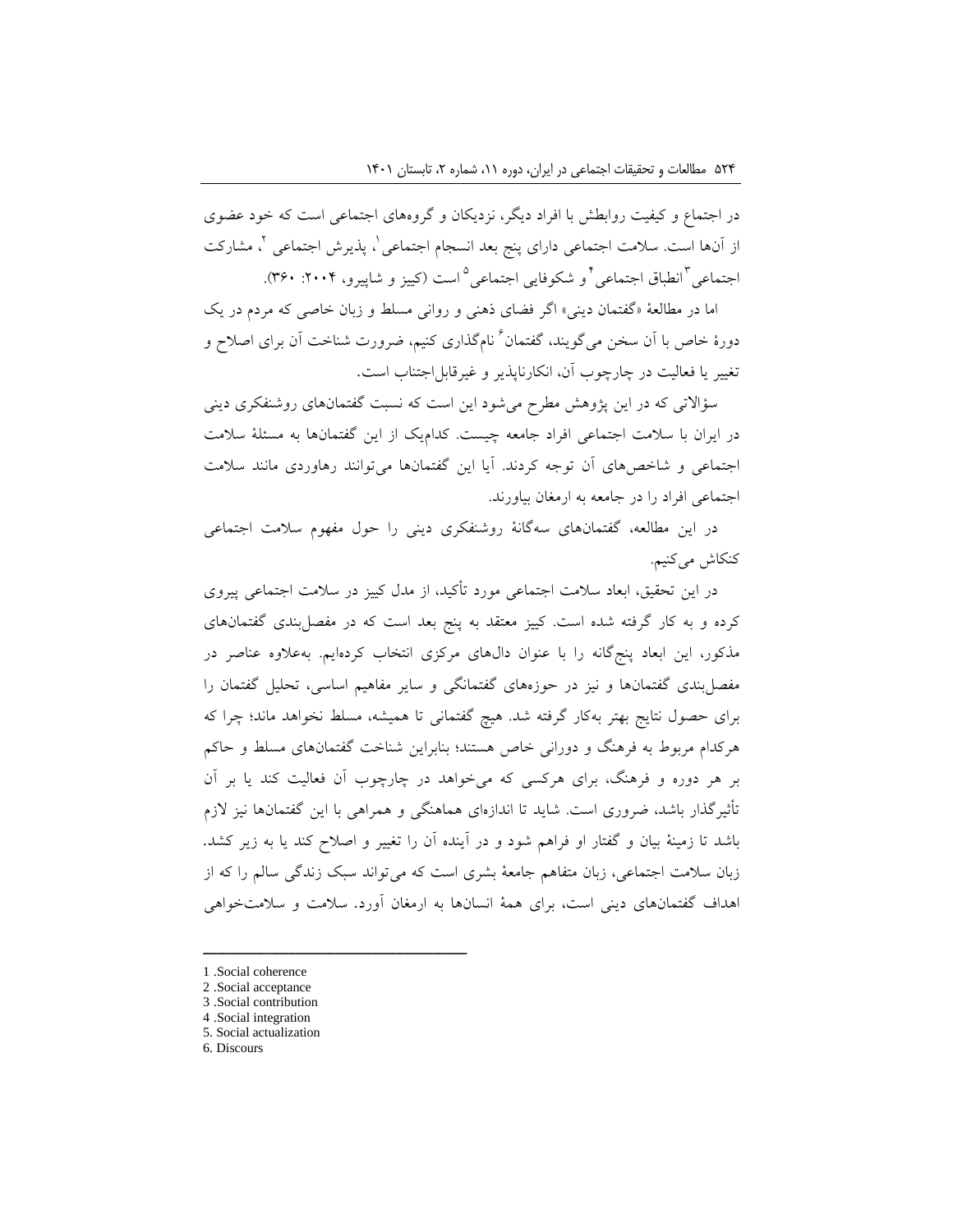در اجتماع و کیفیت روابطش با افراد دیگر، نزدیکان و گروه‌های اجتماعی است که خود عضوی از آن‌ها است. سلامت اجتماعی دارای پنج بعد انسجام اجتماعی[1]، پذیرش اجتماعی [2]، مشارکت اجتماعی[3] انطباق اجتماعی[4] و شکوفایی اجتماعی[5] است (کییز و شاپیرو، ۲۰۰۴: ۳۶۰).

اما در مطالعهٔ «گفتمان دینی» اگر فضای ذهنی و روانی مسلط و زبان خاصی که مردم در یک دورهٔ خاص با آن سخن می‌گویند، گفتمان[6] نام‌گذاری کنیم، ضرورت شناخت آن برای اصلاح و تغییر یا فعالیت در چارچوب آن، انکارناپذیر و غیرقابل‌اجتناب است.

سؤالاتی که در این پژوهش مطرح می‌شود این است که نسبت گفتمان‌های روشنفکری دینی در ایران با سلامت اجتماعی افراد جامعه چیست. کدام‌یک از این گفتمان‌ها به مسئلهٔ سلامت اجتماعی و شاخص‌های آن توجه کردند. آیا این گفتمان‌ها می‌توانند رهاوردی مانند سلامت اجتماعی افراد را در جامعه به ارمغان بیاورند.

در این مطالعه، گفتمان‌های سه‌گانهٔ روشنفکری دینی را حول مفهوم سلامت اجتماعی کنکاش می‌کنیم.

در این تحقیق، ابعاد سلامت اجتماعی مورد تأکید، از مدل کییز در سلامت اجتماعی پیروی کرده و به کار گرفته شده است. کییز معتقد به پنج بعد است که در مفصل‌بندی گفتمان‌های مذکور، این ابعاد پنج‌گانه را با عنوان دال‌های مرکزی انتخاب کرده‌ایم. به‌علاوه عناصر در مفصل‌بندی گفتمان‌ها و نیز در حوزه‌های گفتمانگی و سایر مفاهیم اساسی، تحلیل گفتمان را برای حصول نتایج بهتر به‌کار گرفته شد. هیچ گفتمانی تا همیشه، مسلط نخواهد ماند؛ چرا که هرکدام مربوط به فرهنگ و دورانی خاص هستند؛ بنابراین شناخت گفتمان‌های مسلط و حاکم بر هر دوره و فرهنگ، برای هرکسی که می‌خواهد در چارچوب آن فعالیت کند یا بر آن تأثیرگذار باشد، ضروری است. شاید تا اندازه‌ای هماهنگی و همراهی با این گفتمان‌ها نیز لازم باشد تا زمینهٔ بیان و گفتار او فراهم شود و در آینده آن را تغییر و اصلاح کند یا به زیر کشد. زبان سلامت اجتماعی، زبان متفاهم جامعهٔ بشری است که می‌تواند سبک زندگی سالم را که از اهداف گفتمان‌های دینی است، برای همهٔ انسان‌ها به ارمغان آورد. سلامت و سلامت‌خواهی

---

1 .Social coherence
2 .Social acceptance
3 .Social contribution
4 .Social integration
5. Social actualization
6. Discours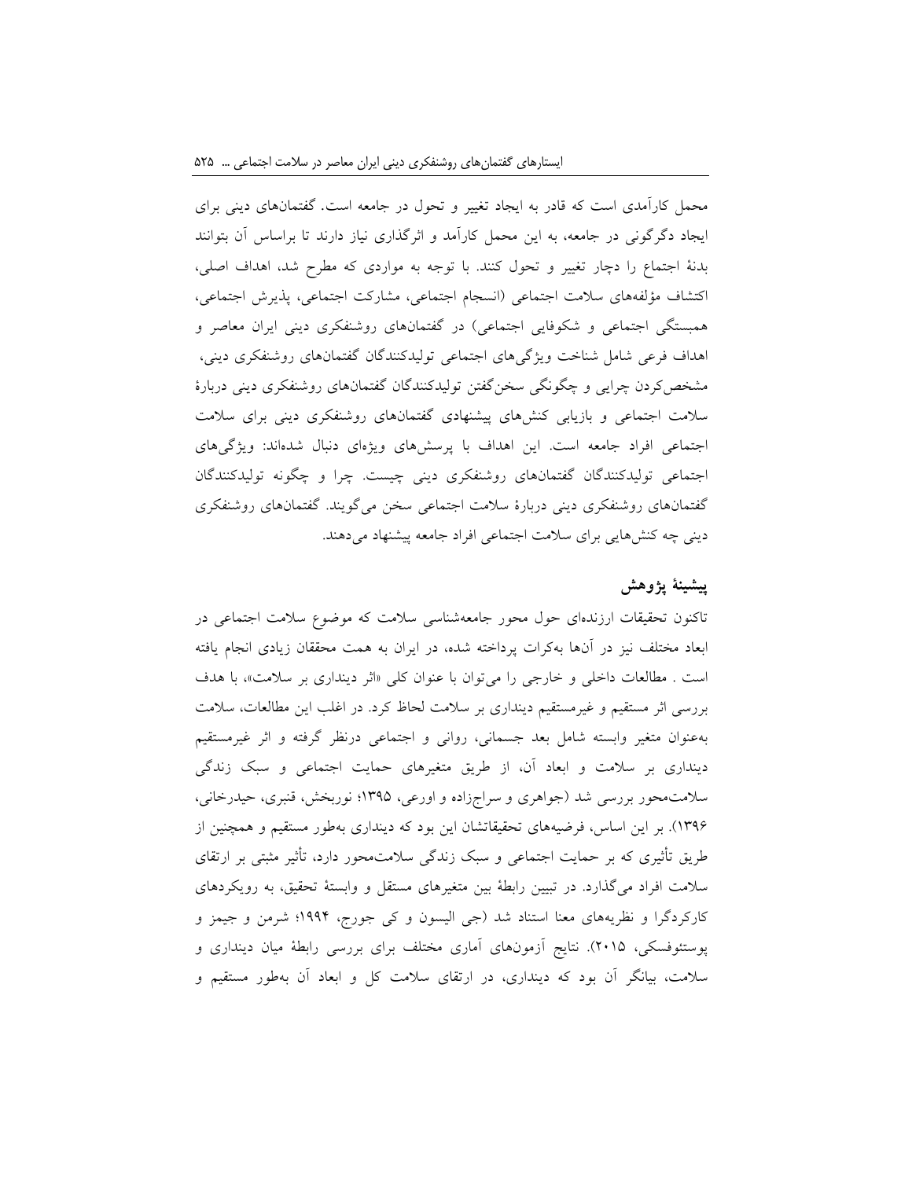محمل کارآمدی است که قادر به ایجاد تغییر و تحول در جامعه است. گفتمان‌های دینی برای ایجاد دگرگونی در جامعه، به این محمل کارآمد و اثرگذاری نیاز دارند تا براساس آن بتوانند بدنهٔ اجتماع را دچار تغییر و تحول کنند. با توجه به مواردی که مطرح شد، اهداف اصلی، اکتشاف مؤلفه‌های سلامت اجتماعی (انسجام اجتماعی، مشارکت اجتماعی، پذیرش اجتماعی، همبستگی اجتماعی و شکوفایی اجتماعی) در گفتمان‌های روشنفکری دینی ایران معاصر و اهداف فرعی شامل شناخت ویژگی‌های اجتماعی تولیدکنندگان گفتمان‌های روشنفکری دینی، مشخص‌کردن چرایی و چگونگی سخن‌گفتن تولیدکنندگان گفتمان‌های روشنفکری دینی دربارهٔ سلامت اجتماعی و بازیابی کنش‌های پیشنهادی گفتمان‌های روشنفکری دینی برای سلامت اجتماعی افراد جامعه است. این اهداف با پرسش‌های ویژه‌ای دنبال شده‌اند: ویژگی‌های اجتماعی تولیدکنندگان گفتمان‌های روشنفکری دینی چیست. چرا و چگونه تولیدکنندگان گفتمان‌های روشنفکری دینی دربارهٔ سلامت اجتماعی سخن می‌گویند. گفتمان‌های روشنفکری دینی چه کنش‌هایی برای سلامت اجتماعی افراد جامعه پیشنهاد می‌دهند.

## پیشینهٔ پژوهش

تاکنون تحقیقات ارزنده‌ای حول محور جامعه‌شناسی سلامت که موضوع سلامت اجتماعی در ابعاد مختلف نیز در آن‌ها به‌کرات پرداخته شده، در ایران به همت محققان زیادی انجام یافته است . مطالعات داخلی و خارجی را می‌توان با عنوان کلی «اثر دینداری بر سلامت»، با هدف بررسی اثر مستقیم و غیرمستقیم دینداری بر سلامت لحاظ کرد. در اغلب این مطالعات، سلامت به‌عنوان متغیر وابسته شامل بعد جسمانی، روانی و اجتماعی درنظر گرفته و اثر غیرمستقیم دینداری بر سلامت و ابعاد آن، از طریق متغیرهای حمایت اجتماعی و سبک زندگی سلامت‌محور بررسی شد (جواهری و سراج‌زاده و اورعی، ۱۳۹۵؛ نوربخش، قنبری، حیدرخانی، ۱۳۹۶). بر این اساس، فرضیه‌های تحقیقاتشان این بود که دینداری به‌طور مستقیم و همچنین از طریق تأثیری که بر حمایت اجتماعی و سبک زندگی سلامت‌محور دارد، تأثیر مثبتی بر ارتقای سلامت افراد می‌گذارد. در تبیین رابطهٔ بین متغیرهای مستقل و وابستهٔ تحقیق، به رویکردهای کارکردگرا و نظریه‌های معنا استناد شد (جی الیسون و کی جورج، ۱۹۹۴؛ شرمن و جیمز و پوستئوفسکی، ۲۰۱۵). نتایج آزمون‌های آماری مختلف برای بررسی رابطهٔ میان دینداری و سلامت، بیانگر آن بود که دینداری، در ارتقای سلامت کل و ابعاد آن به‌طور مستقیم و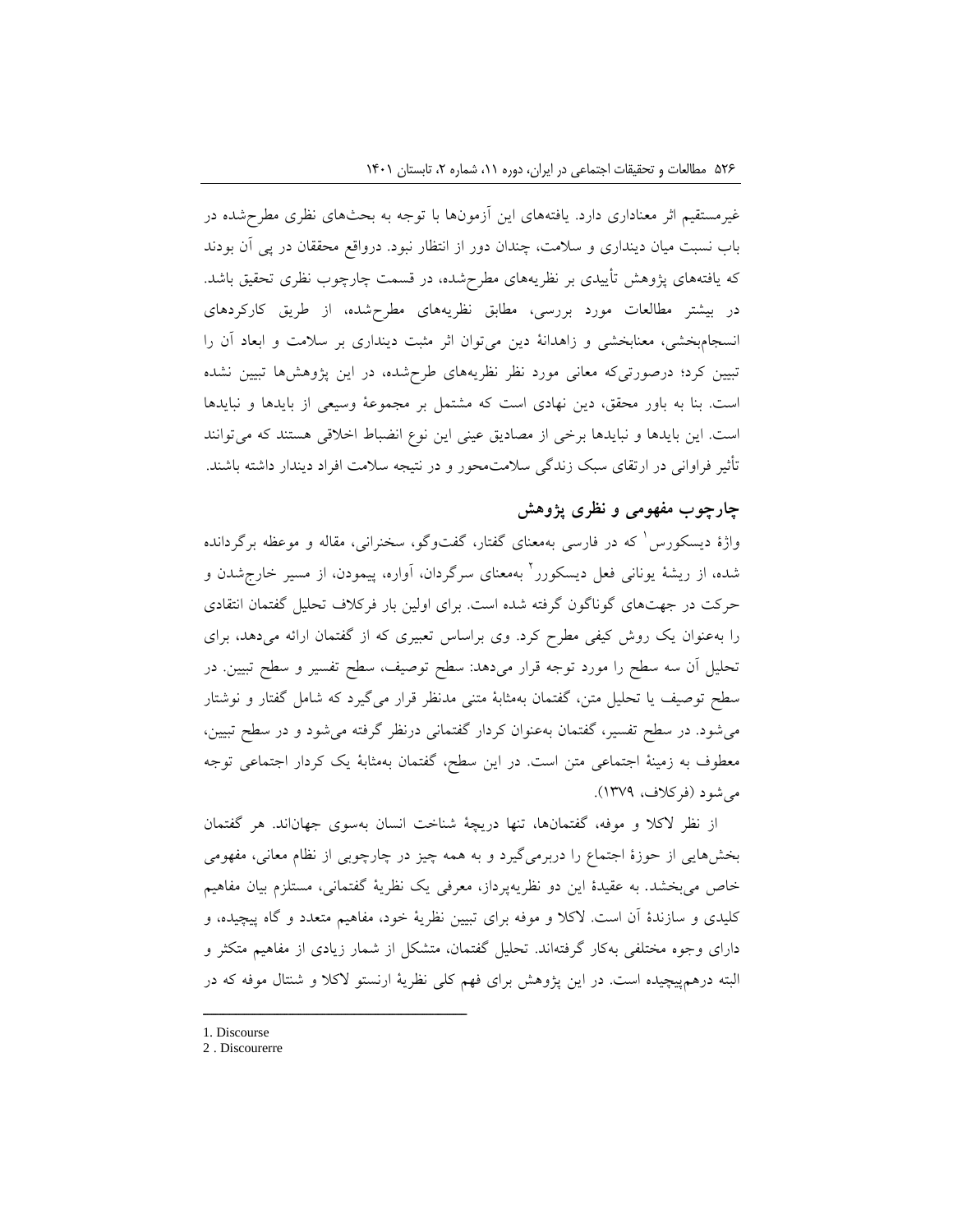غیرمستقیم اثر معناداری دارد. یافته‌های این آزمون‌ها با توجه به بحث‌های نظری مطرح‌شده در باب نسبت میان دینداری و سلامت، چندان دور از انتظار نبود. درواقع محققان در پی آن بودند که یافته‌های پژوهش تأییدی بر نظریه‌های مطرح‌شده، در قسمت چارچوب نظری تحقیق باشد. در بیشتر مطالعات مورد بررسی، مطابق نظریه‌های مطرح‌شده، از طریق کارکردهای انسجام‌بخشی، معنابخشی و زاهدانهٔ دین می‌توان اثر مثبت دینداری بر سلامت و ابعاد آن را تبیین کرد؛ درصورتی‌که معانی مورد نظر نظریه‌های طرح‌شده، در این پژوهش‌ها تبیین نشده است. بنا به باور محقق، دین نهادی است که مشتمل بر مجموعهٔ وسیعی از بایدها و نبایدها است. این بایدها و نبایدها برخی از مصادیق عینی این نوع انضباط اخلاقی هستند که می‌توانند تأثیر فراوانی در ارتقای سبک زندگی سلامت‌محور و در نتیجه سلامت افراد دیندار داشته باشند.

## چارچوب مفهومی و نظری پژوهش

واژهٔ دیسکورس[1] که در فارسی به‌معنای گفتار، گفت‌وگو، سخنرانی، مقاله و موعظه برگردانده شده، از ریشهٔ یونانی فعل دیسکورر[2] به‌معنای سرگردان، آواره، پیمودن، از مسیر خارج‌شدن و حرکت در جهت‌های گوناگون گرفته شده است. برای اولین بار فرکلاف تحلیل گفتمان انتقادی را به‌عنوان یک روش کیفی مطرح کرد. وی براساس تعبیری که از گفتمان ارائه می‌دهد، برای تحلیل آن سه سطح را مورد توجه قرار می‌دهد: سطح توصیف، سطح تفسیر و سطح تبیین. در سطح توصیف یا تحلیل متن، گفتمان به‌مثابهٔ متنی مدنظر قرار می‌گیرد که شامل گفتار و نوشتار می‌شود. در سطح تفسیر، گفتمان به‌عنوان کردار گفتمانی درنظر گرفته می‌شود و در سطح تبیین، معطوف به زمینهٔ اجتماعی متن است. در این سطح، گفتمان به‌مثابهٔ یک کردار اجتماعی توجه می‌شود (فرکلاف، ۱۳۷۹).

از نظر لاکلا و موفه، گفتمان‌ها، تنها دریچهٔ شناخت انسان به‌سوی جهان‌اند. هر گفتمان بخش‌هایی از حوزهٔ اجتماع را دربرمی‌گیرد و به همه چیز در چارچوبی از نظام معانی، مفهومی خاص می‌بخشد. به عقیدهٔ این دو نظریه‌پرداز، معرفی یک نظریهٔ گفتمانی، مستلزم بیان مفاهیم کلیدی و سازندهٔ آن است. لاکلا و موفه برای تبیین نظریهٔ خود، مفاهیم متعدد و گاه پیچیده، و دارای وجوه مختلفی به‌کار گرفته‌اند. تحلیل گفتمان، متشکل از شمار زیادی از مفاهیم متکثر و البته درهم‌پیچیده است. در این پژوهش برای فهم کلی نظریهٔ ارنستو لاکلا و شنتال موفه که در

---

1. Discourse
2. Discourerre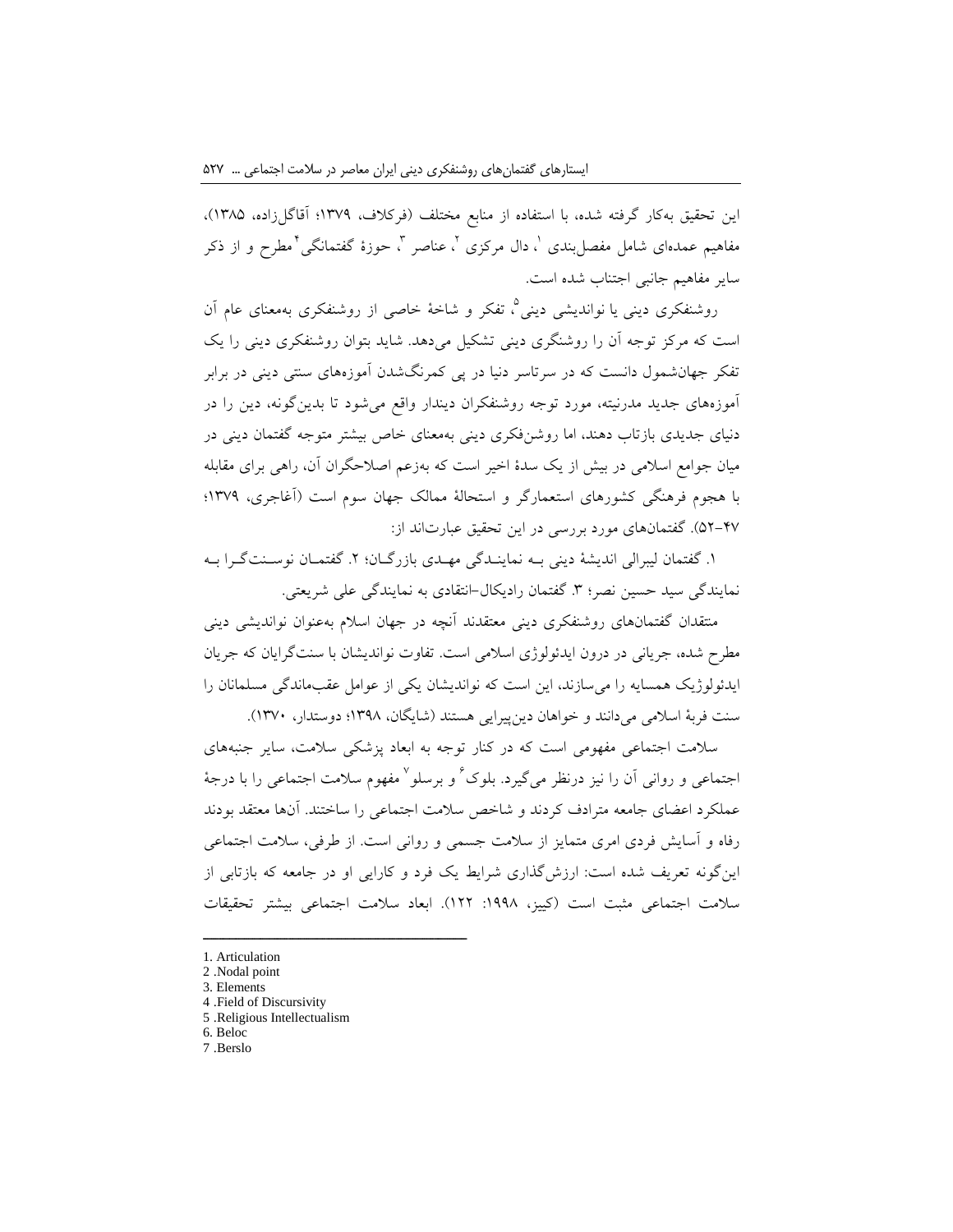این تحقیق به‌کار گرفته شده، با استفاده از منابع مختلف (فرکلاف، ۱۳۷۹؛ آقاگل‌زاده، ۱۳۸۵)، مفاهیم عمده‌ای شامل مفصل‌بندی [1]، دال مرکزی [2]، عناصر [3]، حوزهٔ گفتمانگی [4] مطرح و از ذکر سایر مفاهیم جانبی اجتناب شده است.

روشنفکری دینی یا نواندیشی دینی [5]، تفکر و شاخهٔ خاصی از روشنفکری به‌معنای عام آن است که مرکز توجه آن را روشنگری دینی تشکیل می‌دهد. شاید بتوان روشنفکری دینی را یک تفکر جهان‌شمول دانست که در سرتاسر دنیا در پی کمرنگ‌شدن آموزه‌های سنتی دینی در برابر آموزه‌های جدید مدرنیته، مورد توجه روشنفکران دیندار واقع می‌شود تا بدین‌گونه، دین را در دنیای جدیدی بازتاب دهند، اما روشن‌فکری دینی به‌معنای خاص بیشتر متوجه گفتمان دینی در میان جوامع اسلامی در بیش از یک سدهٔ اخیر است که به‌زعم اصلاحگران آن، راهی برای مقابله با هجوم فرهنگی کشورهای استعمارگر و استحالهٔ ممالک جهان سوم است (آغاجری، ۱۳۷۹؛ ۴۷-۵۲). گفتمان‌های مورد بررسی در این تحقیق عبارت‌اند از:

۱. گفتمان لیبرالی اندیشهٔ دینی بـه نماینـدگی مهـدی بازرگـان؛ ۲. گفتمـان نوسـنت‌گـرا بـه نمایندگی سید حسین نصر؛ ۳. گفتمان رادیکال-انتقادی به نمایندگی علی شریعتی.

منتقدان گفتمان‌های روشنفکری دینی معتقدند آنچه در جهان اسلام به‌عنوان نواندیشی دینی مطرح شده، جریانی در درون ایدئولوژی اسلامی است. تفاوت نواندیشان با سنت‌گرایان که جریان ایدئولوژیک همسایه را می‌سازند، این است که نواندیشان یکی از عوامل عقب‌ماندگی مسلمانان را سنت فربهٔ اسلامی می‌دانند و خواهان دین‌پیرایی هستند (شایگان، ۱۳۹۸؛ دوستدار، ۱۳۷۰).

سلامت اجتماعی مفهومی است که در کنار توجه به ابعاد پزشکی سلامت، سایر جنبه‌های اجتماعی و روانی آن را نیز درنظر می‌گیرد. بلوک [6] و برسلو [7] مفهوم سلامت اجتماعی را با درجهٔ عملکرد اعضای جامعه مترادف کردند و شاخص سلامت اجتماعی را ساختند. آن‌ها معتقد بودند رفاه و آسایش فردی امری متمایز از سلامت جسمی و روانی است. از طرفی، سلامت اجتماعی این‌گونه تعریف شده است: ارزش‌گذاری شرایط یک فرد و کارایی او در جامعه که بازتابی از سلامت اجتماعی مثبت است (کییز، ۱۹۹۸: ۱۲۲). ابعاد سلامت اجتماعی بیشتر تحقیقات

---

1. Articulation
2. Nodal point
3. Elements
4. Field of Discursivity
5. Religious Intellectualism
6. Beloc
7. Berslo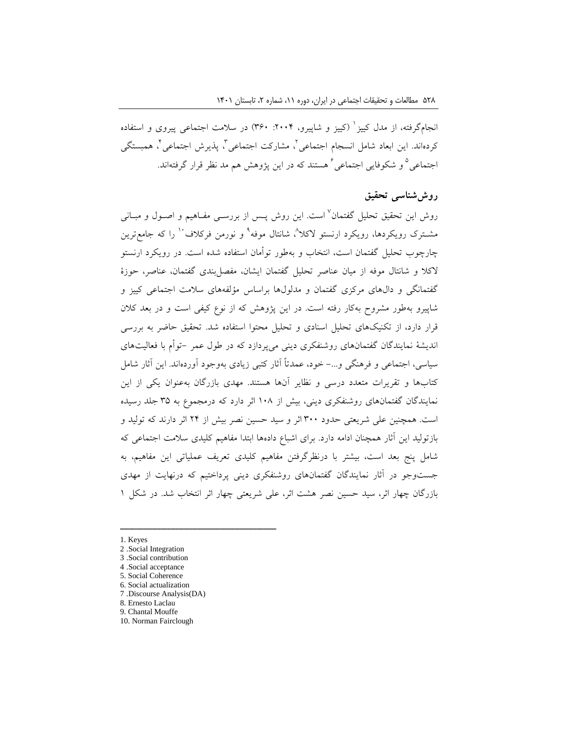انجام‌گرفته، از مدل کییز[1] (کییز و شاپیرو، ۲۰۰۴: ۳۶۰) در سلامت اجتماعی پیروی و استفاده کرده‌اند. این ابعاد شامل انسجام اجتماعی[2]، مشارکت اجتماعی[3]، پذیرش اجتماعی[4]، همبستگی اجتماعی[5] و شکوفایی اجتماعی[6] هستند که در این پژوهش هم مد نظر قرار گرفته‌اند.

## روش‌شناسی تحقیق

روش این تحقیق تحلیل گفتمان[7] است. این روش پس از بررسی مفاهیم و اصول و مبانی مشترک رویکردها، رویکرد ارنستو لاکلا[8]، شانتال موفه[9] و نورمن فرکلاف[10] را که جامع‌ترین چارچوب تحلیل گفتمان است، انتخاب و به‌طور توأمان استفاده شده است. در رویکرد ارنستو لاکلا و شانتال موفه از میان عناصر تحلیل گفتمان ایشان، مفصل‌بندی گفتمان، عناصر، حوزهٔ گفتمانگی و دال‌های مرکزی گفتمان و مدلول‌ها براساس مؤلفه‌های سلامت اجتماعی کییز و شاپیرو به‌طور مشروح به‌کار رفته است. در این پژوهش که از نوع کیفی است و در بعد کلان قرار دارد، از تکنیک‌های تحلیل اسنادی و تحلیل محتوا استفاده شد. تحقیق حاضر به بررسی اندیشهٔ نمایندگان گفتمان‌های روشنفکری دینی می‌پردازد که در طول عمر -توأم با فعالیت‌های سیاسی، اجتماعی و فرهنگی و...- خود، عمدتاً آثار کتبی زیادی به‌وجود آورده‌اند. این آثار شامل کتاب‌ها و تقریرات متعدد درسی و نظایر آن‌ها هستند. مهدی بازرگان به‌عنوان یکی از این نمایندگان گفتمان‌های روشنفکری دینی، بیش از ۱۰۸ اثر دارد که درمجموع به ۳۵ جلد رسیده است. همچنین علی شریعتی حدود ۳۰۰ اثر و سید حسین نصر بیش از ۲۴ اثر دارند که تولید و بازتولید این آثار همچنان ادامه دارد. برای اشباع داده‌ها ابتدا مفاهیم کلیدی سلامت اجتماعی که شامل پنج بعد است، بیشتر با درنظرگرفتن مفاهیم کلیدی تعریف عملیاتی این مفاهیم، به جست‌وجو در آثار نمایندگان گفتمان‌های روشنفکری دینی پرداختیم که درنهایت از مهدی بازرگان چهار اثر، سید حسین نصر هشت اثر، علی شریعتی چهار اثر انتخاب شد. در شکل ۱

---

1. Keyes
2. Social Integration
3. Social contribution
4. Social acceptance
5. Social Coherence
6. Social actualization
7. Discourse Analysis(DA)
8. Ernesto Laclau
9. Chantal Mouffe
10. Norman Fairclough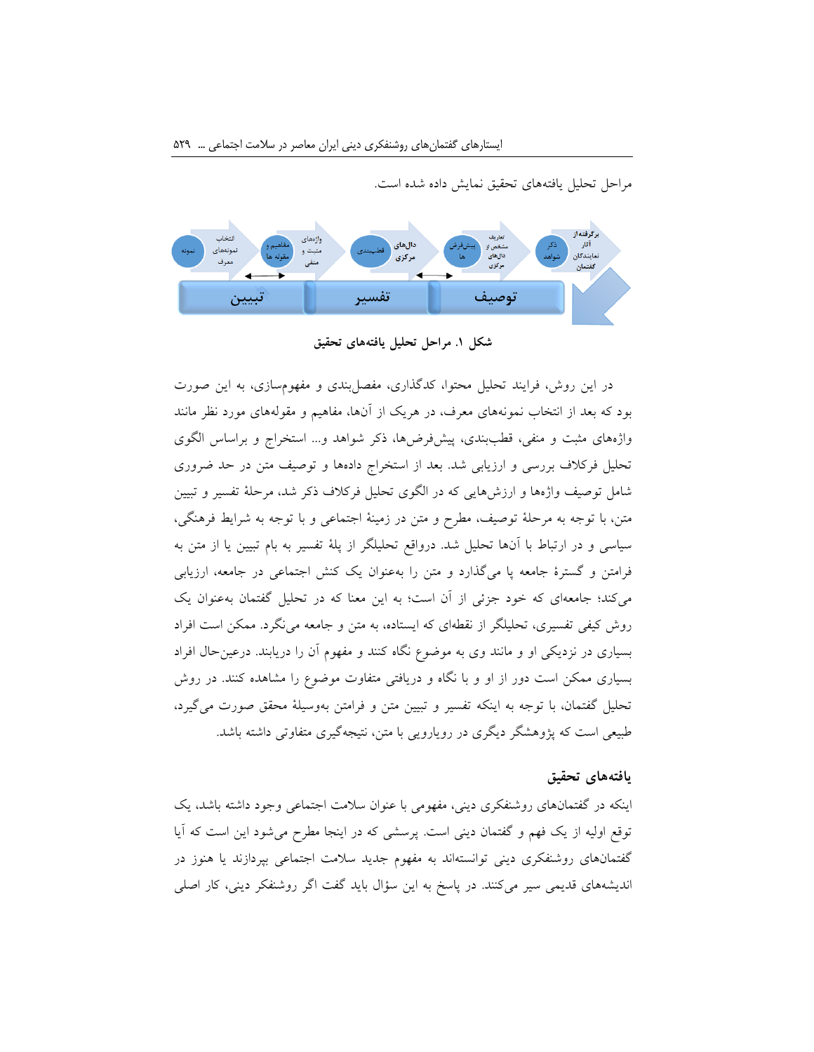مراحل تحلیل یافته‌های تحقیق نمایش داده شده است.

برگرفته از آثار نمایندگان گفتمان — ذکر شواهد — تعاریف مشخص از دال‌های مرکزی — پیش‌فرض‌ها — دال‌های مرکزی — قطب‌بندی — واژه‌های مثبت و منفی — مفاهیم و مقوله‌ها — انتخاب نمونه‌های معرف — نمونه

توصیف — تفسیر — تبیین

**شکل ۱. مراحل تحلیل یافته‌های تحقیق**

در این روش، فرایند تحلیل محتوا، کدگذاری، مفصل‌بندی و مفهوم‌سازی، به این صورت بود که بعد از انتخاب نمونه‌های معرف، در هریک از آن‌ها، مفاهیم و مقوله‌های مورد نظر مانند واژه‌های مثبت و منفی، قطب‌بندی، پیش‌فرض‌ها، ذکر شواهد و... استخراج و براساس الگوی تحلیل فرکلاف بررسی و ارزیابی شد. بعد از استخراج داده‌ها و توصیف متن در حد ضروری شامل توصیف واژه‌ها و ارزش‌هایی که در الگوی تحلیل فرکلاف ذکر شد، مرحلهٔ تفسیر و تبیین متن، با توجه به مرحلهٔ توصیف، مطرح و متن در زمینهٔ اجتماعی و با توجه به شرایط فرهنگی، سیاسی و در ارتباط با آن‌ها تحلیل شد. درواقع تحلیلگر از پلهٔ تفسیر به بام تبیین یا از متن به فرامتن و گسترهٔ جامعه پا می‌گذارد و متن را به‌عنوان یک کنش اجتماعی در جامعه، ارزیابی می‌کند؛ جامعه‌ای که خود جزئی از آن است؛ به این معنا که در تحلیل گفتمان به‌عنوان یک روش کیفی تفسیری، تحلیلگر از نقطه‌ای که ایستاده، به متن و جامعه می‌نگرد. ممکن است افراد بسیاری در نزدیکی او و مانند وی به موضوع نگاه کنند و مفهوم آن را دریابند. درعین‌حال افراد بسیاری ممکن است دور از او و با نگاه و دریافتی متفاوت موضوع را مشاهده کنند. در روش تحلیل گفتمان، با توجه به اینکه تفسیر و تبیین متن و فرامتن به‌وسیلهٔ محقق صورت می‌گیرد، طبیعی است که پژوهشگر دیگری در رویارویی با متن، نتیجه‌گیری متفاوتی داشته باشد.

## یافته‌های تحقیق

اینکه در گفتمان‌های روشنفکری دینی، مفهومی با عنوان سلامت اجتماعی وجود داشته باشد، یک توقع اولیه از یک فهم و گفتمان دینی است. پرسشی که در اینجا مطرح می‌شود این است که آیا گفتمان‌های روشنفکری دینی توانسته‌اند به مفهوم جدید سلامت اجتماعی بپردازند یا هنوز در اندیشه‌های قدیمی سیر می‌کنند. در پاسخ به این سؤال باید گفت اگر روشنفکر دینی، کار اصلی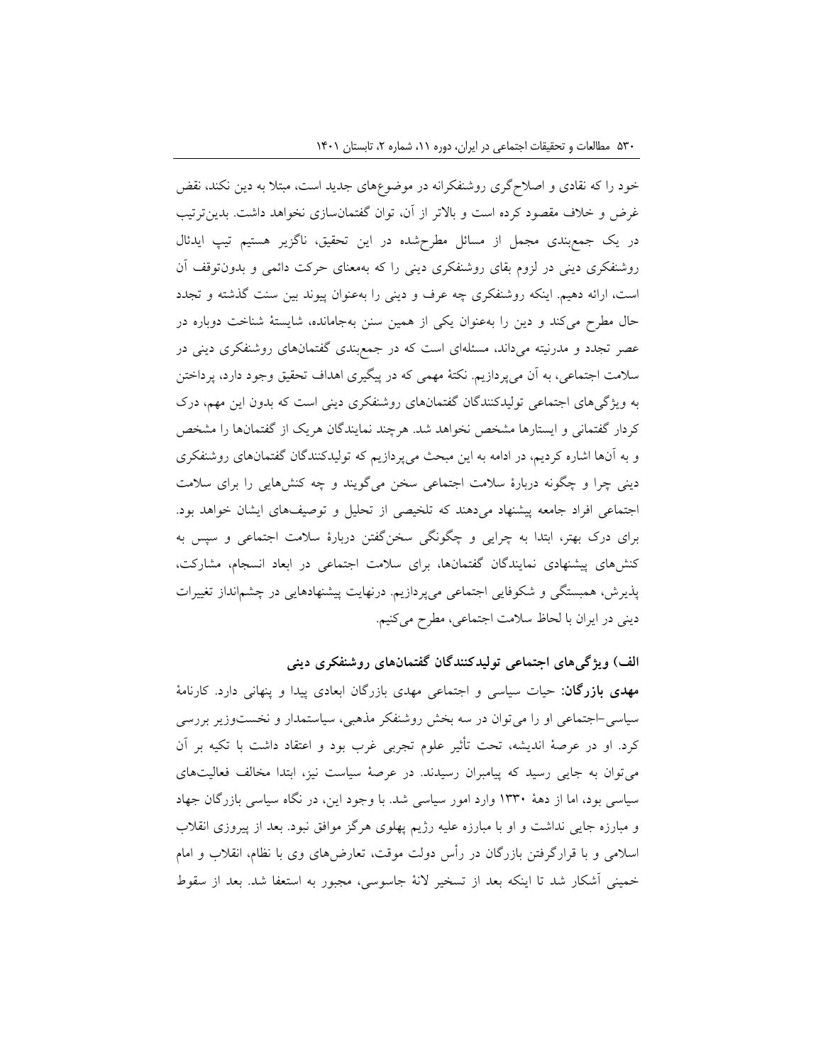خود را که نقادی و اصلاح‌گری روشنفکرانه در موضوع‌های جدید است، مبتلا به دین نکند، نقض غرض و خلاف مقصود کرده است و بالاتر از آن، توان گفتمان‌سازی نخواهد داشت. بدین‌ترتیب در یک جمع‌بندی مجمل از مسائل مطرح‌شده در این تحقیق، ناگزیر هستیم تیپ ایدئال روشنفکری دینی در لزوم بقای روشنفکری دینی را که به‌معنای حرکت دائمی و بدون‌توقف آن است، ارائه دهیم. اینکه روشنفکری چه عرف و دینی را به‌عنوان پیوند بین سنت گذشته و تجدد حال مطرح می‌کند و دین را به‌عنوان یکی از همین سنن به‌جامانده، شایستهٔ شناخت دوباره در عصر تجدد و مدرنیته می‌داند، مسئله‌ای است که در جمع‌بندی گفتمان‌های روشنفکری دینی در سلامت اجتماعی، به آن می‌پردازیم. نکتهٔ مهمی که در پیگیری اهداف تحقیق وجود دارد، پرداختن به ویژگی‌های اجتماعی تولیدکنندگان گفتمان‌های روشنفکری دینی است که بدون این مهم، درک کردار گفتمانی و ایستارها مشخص نخواهد شد. هرچند نمایندگان هریک از گفتمان‌ها را مشخص و به آن‌ها اشاره کردیم، در ادامه به این مبحث می‌پردازیم که تولیدکنندگان گفتمان‌های روشنفکری دینی چرا و چگونه دربارهٔ سلامت اجتماعی سخن می‌گویند و چه کنش‌هایی را برای سلامت اجتماعی افراد جامعه پیشنهاد می‌دهند که تلخیصی از تحلیل و توصیف‌های ایشان خواهد بود. برای درک بهتر، ابتدا به چرایی و چگونگی سخن‌گفتن دربارهٔ سلامت اجتماعی و سپس به کنش‌های پیشنهادی نمایندگان گفتمان‌ها، برای سلامت اجتماعی در ابعاد انسجام، مشارکت، پذیرش، همبستگی و شکوفایی اجتماعی می‌پردازیم. درنهایت پیشنهادهایی در چشم‌انداز تغییرات دینی در ایران با لحاظ سلامت اجتماعی، مطرح می‌کنیم.

### الف) ویژگی‌های اجتماعی تولیدکنندگان گفتمان‌های روشنفکری دینی

**مهدی بازرگان:** حیات سیاسی و اجتماعی مهدی بازرگان ابعادی پیدا و پنهانی دارد. کارنامهٔ سیاسی-اجتماعی او را می‌توان در سه بخش روشنفکر مذهبی، سیاستمدار و نخست‌وزیر بررسی کرد. او در عرصهٔ اندیشه، تحت تأثیر علوم تجربی غرب بود و اعتقاد داشت با تکیه بر آن می‌توان به جایی رسید که پیامبران رسیدند. در عرصهٔ سیاست نیز، ابتدا مخالف فعالیت‌های سیاسی بود، اما از دههٔ ۱۳۳۰ وارد امور سیاسی شد. با وجود این، در نگاه سیاسی بازرگان جهاد و مبارزه جایی نداشت و او با مبارزه علیه رژیم پهلوی هرگز موافق نبود. بعد از پیروزی انقلاب اسلامی و با قرارگرفتن بازرگان در رأس دولت موقت، تعارض‌های وی با نظام، انقلاب و امام خمینی آشکار شد تا اینکه بعد از تسخیر لانهٔ جاسوسی، مجبور به استعفا شد. بعد از سقوط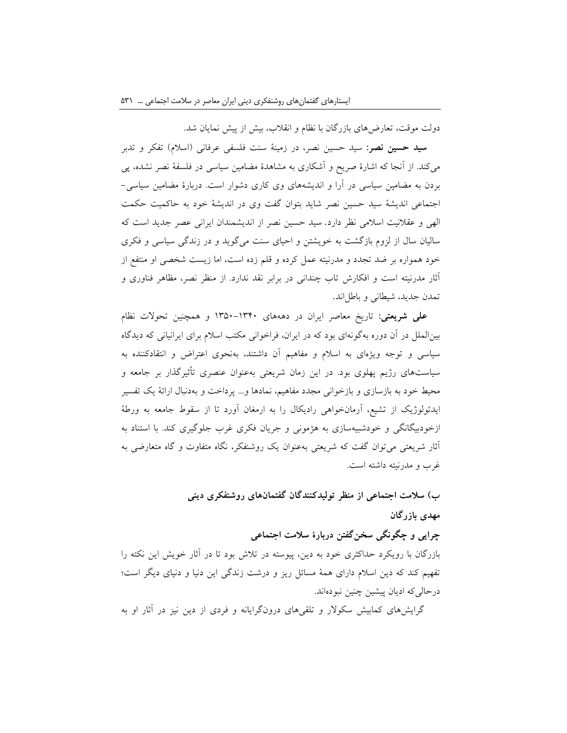دولت موقت، تعارض‌های بازرگان با نظام و انقلاب، بیش از پیش نمایان شد.

**سید حسین نصر:** سید حسین نصر، در زمینهٔ سنت فلسفی عرفانی (اسلام) تفکر و تدبر می‌کند. از آنجا که اشارهٔ صریح و آشکاری به مشاهدهٔ مضامین سیاسی در فلسفهٔ نصر نشده، پی بردن به مضامین سیاسی در آرا و اندیشه‌های وی کاری دشوار است. دربارهٔ مضامین سیاسی-اجتماعی اندیشهٔ سید حسین نصر شاید بتوان گفت وی در اندیشهٔ خود به حاکمیت حکمت الهی و عقلانیت اسلامی نظر دارد. سید حسین نصر از اندیشمندان ایرانی عصر جدید است که سالیان سال از لزوم بازگشت به خویشتن و احیای سنت می‌گوید و در زندگی سیاسی و فکری خود همواره بر ضد تجدد و مدرنیته عمل کرده و قلم زده است، اما زیست شخصی او منتفع از آثار مدرنیته است و افکارش تاب چندانی در برابر نقد ندارد. از منظر نصر، مظاهر فناوری و تمدن جدید، شیطانی و باطل‌اند.

**علی شریعتی:** تاریخ معاصر ایران در دهه‌های ۱۳۴۰-۱۳۵۰ و همچنین تحولات نظام بین‌الملل در آن دوره به‌گونه‌ای بود که در ایران، فراخوانی مکتب اسلام برای ایرانیانی که دیدگاه سیاسی و توجه ویژه‌ای به اسلام و مفاهیم آن داشتند، به‌نحوی اعتراض و انتقادکننده به سیاست‌های رژیم پهلوی بود. در این زمان شریعتی به‌عنوان عنصری تأثیرگذار بر جامعه و محیط خود به بازسازی و بازخوانی مجدد مفاهیم، نمادها و... پرداخت و به‌دنبال ارائهٔ یک تفسیر ایدئولوژیک از تشیع، آرمان‌خواهی رادیکال را به ارمغان آورد تا از سقوط جامعه به ورطهٔ ازخودبیگانگی و خودشبیه‌سازی به هژمونی و جریان فکری غرب جلوگیری کند. با استناد به آثار شریعتی می‌توان گفت که شریعتی به‌عنوان یک روشنفکر، نگاه متفاوت و گاه متعارضی به غرب و مدرنیته داشته است.

### ب) سلامت اجتماعی از منظر تولیدکنندگان گفتمان‌های روشنفکری دینی

#### مهدی بازرگان

#### چرایی و چگونگی سخن‌گفتن دربارهٔ سلامت اجتماعی

بازرگان با رویکرد حداکثری خود به دین، پیوسته در تلاش بود تا در آثار خویش این نکته را تفهیم کند که دین اسلام دارای همهٔ مسائل ریز و درشت زندگی این دنیا و دنیای دیگر است؛ درحالی‌که ادیان پیشین چنین نبوده‌اند.

گرایش‌های کمابیش سکولار و تلقی‌های درون‌گرایانه و فردی از دین نیز در آثار او به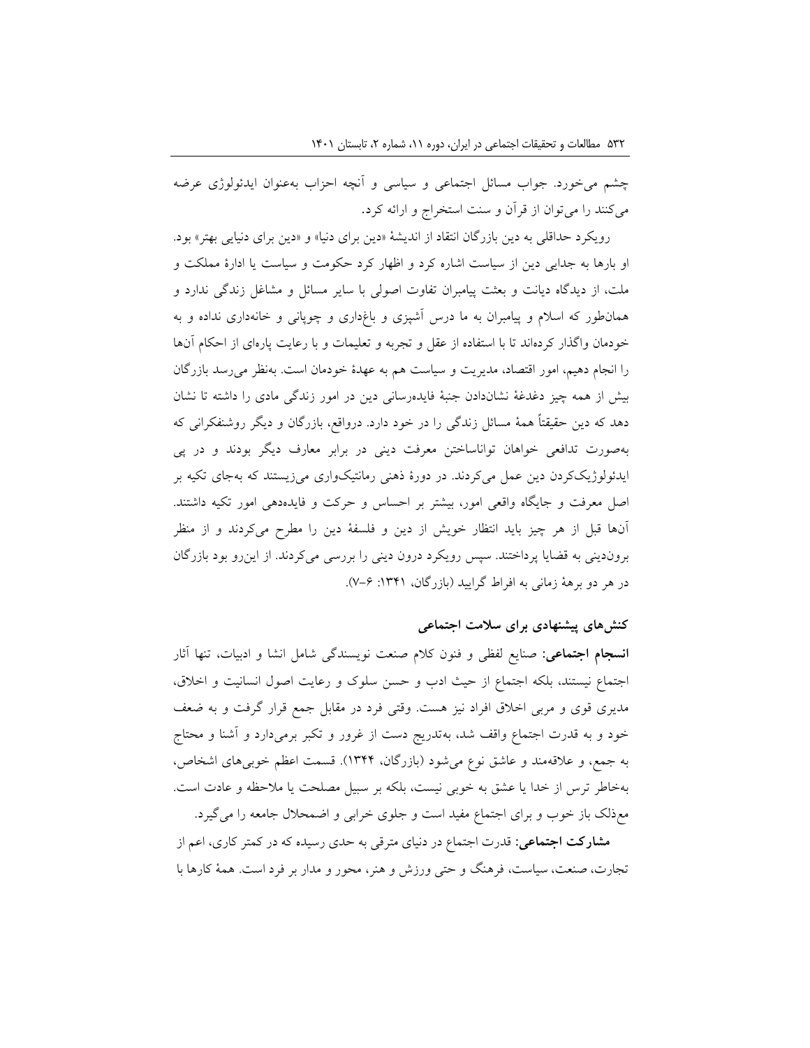چشم می‌خورد. جواب مسائل اجتماعی و سیاسی و آنچه احزاب به‌عنوان ایدئولوژی عرضه می‌کنند را می‌توان از قرآن و سنت استخراج و ارائه کرد.

رویکرد حداقلی به دین بازرگان انتقاد از اندیشهٔ «دین برای دنیا» و «دین برای دنیایی بهتر» بود. او بارها به جدایی دین از سیاست اشاره کرد و اظهار کرد حکومت و سیاست یا ادارهٔ مملکت و ملت، از دیدگاه دیانت و بعثت پیامبران تفاوت اصولی با سایر مسائل و مشاغل زندگی ندارد و همان‌طور که اسلام و پیامبران به ما درس آشپزی و باغداری و چوپانی و خانه‌داری نداده و به خودمان واگذار کرده‌اند تا با استفاده از عقل و تجربه و تعلیمات و با رعایت پاره‌ای از احکام آن‌ها را انجام دهیم، امور اقتصاد، مدیریت و سیاست هم به عهدهٔ خودمان است. به‌نظر می‌رسد بازرگان بیش از همه چیز دغدغهٔ نشان‌دادن جنبهٔ فایده‌رسانی دین در امور زندگی مادی را داشته تا نشان دهد که دین حقیقتاً همهٔ مسائل زندگی را در خود دارد. درواقع، بازرگان و دیگر روشنفکرانی که به‌صورت تدافعی خواهان توانا‌ساختن معرفت دینی در برابر معارف دیگر بودند و در پی ایدئولوژیک‌کردن دین عمل می‌کردند. در دورهٔ ذهنی رمانتیک‌واری می‌زیستند که به‌جای تکیه بر اصل معرفت و جایگاه واقعی امور، بیشتر بر احساس و حرکت و فایده‌دهی امور تکیه داشتند. آن‌ها قبل از هر چیز باید انتظار خویش از دین و فلسفهٔ دین را مطرح می‌کردند و از منظر برون‌دینی به قضایا پرداختند. سپس رویکرد درون دینی را بررسی می‌کردند. از این‌رو بود بازرگان در هر دو برههٔ زمانی به افراط گرایید (بازرگان، ۱۳۴۱: ۶-۷).

## کنش‌های پیشنهادی برای سلامت اجتماعی

**انسجام اجتماعی:** صنایع لفظی و فنون کلام صنعت نویسندگی شامل انشا و ادبیات، تنها آثار اجتماع نیستند، بلکه اجتماع از حیث ادب و حسن سلوک و رعایت اصول انسانیت و اخلاق، مدیری قوی و مربی اخلاق افراد نیز هست. وقتی فرد در مقابل جمع قرار گرفت و به ضعف خود و به قدرت اجتماع واقف شد، به‌تدریج دست از غرور و تکبر برمی‌دارد و آشنا و محتاج به جمع، و علاقه‌مند و عاشق نوع می‌شود (بازرگان، ۱۳۴۴). قسمت اعظم خوبی‌های اشخاص، به‌خاطر ترس از خدا یا عشق به خوبی نیست، بلکه بر سبیل مصلحت یا ملاحظه و عادت است. مع‌ذلک باز خوب و برای اجتماع مفید است و جلوی خرابی و اضمحلال جامعه را می‌گیرد.

**مشارکت اجتماعی:** قدرت اجتماع در دنیای مترقی به حدی رسیده که در کمتر کاری، اعم از تجارت، صنعت، سیاست، فرهنگ و حتی ورزش و هنر، محور و مدار بر فرد است. همهٔ کارها با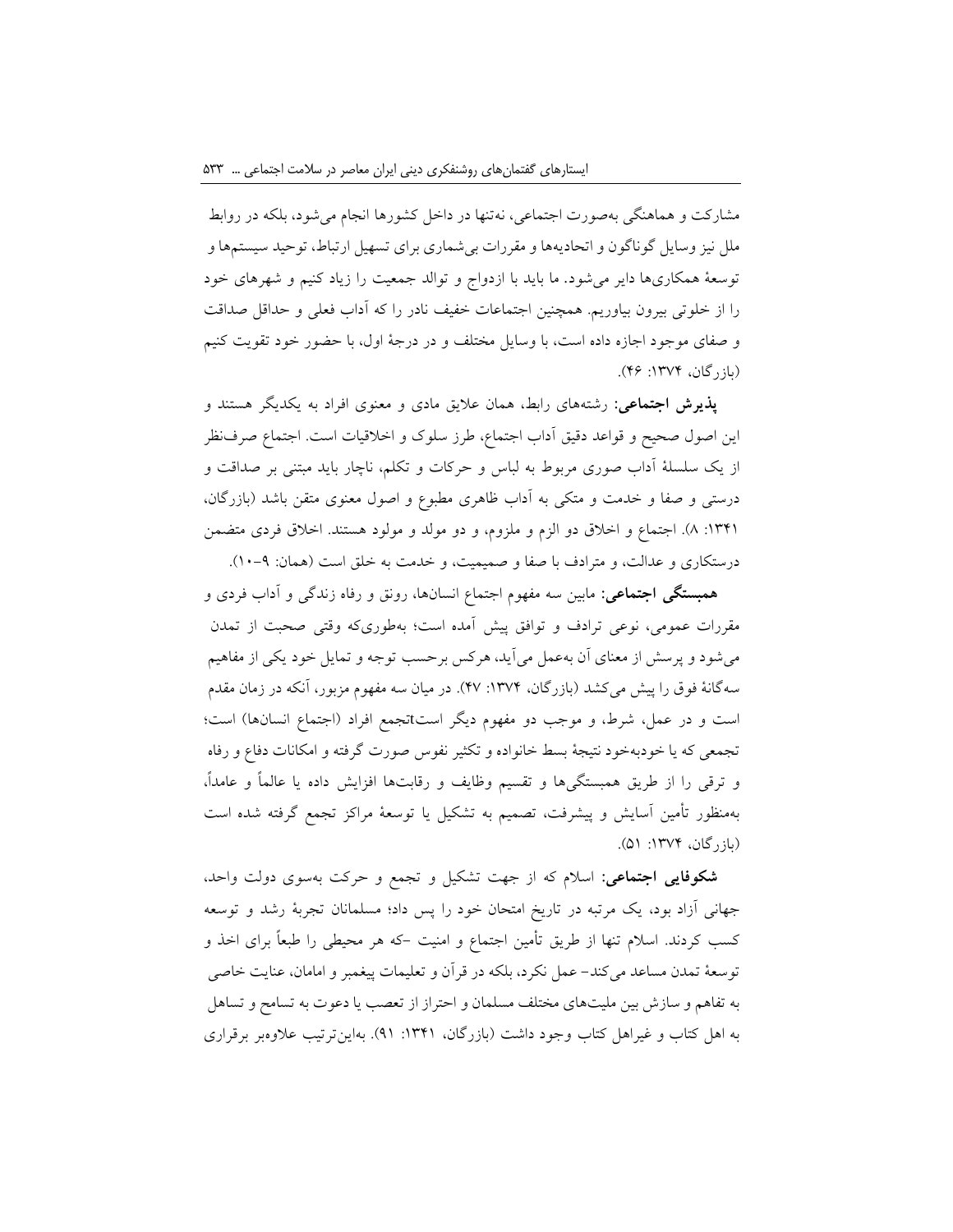مشارکت و هماهنگی به‌صورت اجتماعی، نه‌تنها در داخل کشورها انجام می‌شود، بلکه در روابط ملل نیز وسایل گوناگون و اتحادیه‌ها و مقررات بی‌شماری برای تسهیل ارتباط، توحید سیستم‌ها و توسعهٔ همکاری‌ها دایر می‌شود. ما باید با ازدواج و توالد جمعیت را زیاد کنیم و شهرهای خود را از خلوتی بیرون بیاوریم. همچنین اجتماعات خفیف نادر را که آداب فعلی و حداقل صداقت و صفای موجود اجازه داده است، با وسایل مختلف و در درجهٔ اول، با حضور خود تقویت کنیم (بازرگان، ۱۳۷۴: ۴۶).

**پذیرش اجتماعی:** رشته‌های رابط، همان علایق مادی و معنوی افراد به یکدیگر هستند و این اصول صحیح و قواعد دقیق آداب اجتماع، طرز سلوک و اخلاقیات است. اجتماع صرف‌نظر از یک سلسلهٔ آداب صوری مربوط به لباس و حرکات و تکلم، ناچار باید مبتنی بر صداقت و درستی و صفا و خدمت و متکی به آداب ظاهری مطبوع و اصول معنوی متقن باشد (بازرگان، ۱۳۴۱: ۸). اجتماع و اخلاق دو الزم و ملزوم، و دو مولد و مولود هستند. اخلاق فردی متضمن درستکاری و عدالت، و مترادف با صفا و صمیمیت، و خدمت به خلق است (همان: ۹-۱۰).

**همبستگی اجتماعی:** مابین سه مفهوم اجتماع انسان‌ها، رونق و رفاه زندگی و آداب فردی و مقررات عمومی، نوعی ترادف و توافق پیش آمده است؛ به‌طوری‌که وقتی صحبت از تمدن می‌شود و پرسش از معنای آن به‌عمل می‌آید، هرکس برحسب توجه و تمایل خود یکی از مفاهیم سه‌گانهٔ فوق را پیش می‌کشد (بازرگان، ۱۳۷۴: ۴۷). در میان سه مفهوم مزبور، آنکه در زمان مقدم است و در عمل، شرط، و موجب دو مفهوم دیگر استتجمع افراد (اجتماع انسان‌ها) است؛ تجمعی که یا خودبه‌خود نتیجهٔ بسط خانواده و تکثیر نفوس صورت گرفته و امکانات دفاع و رفاه و ترقی را از طریق همبستگی‌ها و تقسیم وظایف و رقابت‌ها افزایش داده یا عالماً و عامداً، به‌منظور تأمین آسایش و پیشرفت، تصمیم به تشکیل یا توسعهٔ مراکز تجمع گرفته شده است (بازرگان، ۱۳۷۴: ۵۱).

**شکوفایی اجتماعی:** اسلام که از جهت تشکیل و تجمع و حرکت به‌سوی دولت واحد، جهانی آزاد بود، یک مرتبه در تاریخ امتحان خود را پس داد؛ مسلمانان تجربهٔ رشد و توسعه کسب کردند. اسلام تنها از طریق تأمین اجتماع و امنیت -که هر محیطی را طبعاً برای اخذ و توسعهٔ تمدن مساعد می‌کند- عمل نکرد، بلکه در قرآن و تعلیمات پیغمبر و امامان، عنایت خاصی به تفاهم و سازش بین ملیت‌های مختلف مسلمان و احتراز از تعصب یا دعوت به تسامح و تساهل به اهل کتاب و غیراهل کتاب وجود داشت (بازرگان، ۱۳۴۱: ۹۱). به‌این‌ترتیب علاوه‌بر برقراری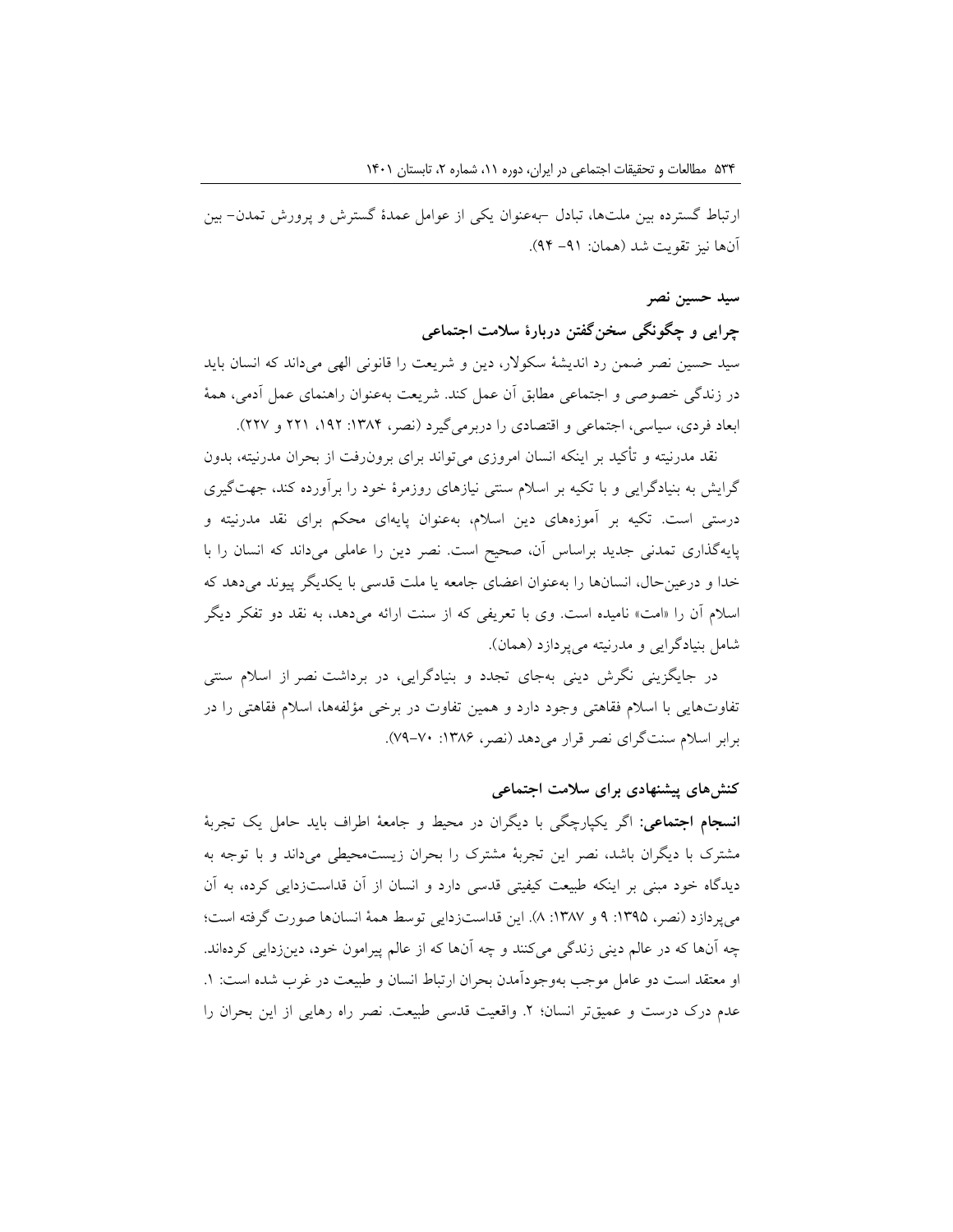ارتباط گسترده بین ملت‌ها، تبادل –به‌عنوان یکی از عوامل عمدهٔ گسترش و پرورش تمدن– بین آن‌ها نیز تقویت شد (همان: ۹۱– ۹۴).

### سید حسین نصر

### چرایی و چگونگی سخن‌گفتن دربارهٔ سلامت اجتماعی

سید حسین نصر ضمن رد اندیشهٔ سکولار، دین و شریعت را قانونی الهی می‌داند که انسان باید در زندگی خصوصی و اجتماعی مطابق آن عمل کند. شریعت به‌عنوان راهنمای عمل آدمی، همهٔ ابعاد فردی، سیاسی، اجتماعی و اقتصادی را دربرمی‌گیرد (نصر، ۱۳۸۴: ۱۹۲، ۲۲۱ و ۲۲۷).

نقد مدرنیته و تأکید بر اینکه انسان امروزی می‌تواند برای برون‌رفت از بحران مدرنیته، بدون گرایش به بنیادگرایی و با تکیه بر اسلام سنتی نیازهای روزمرهٔ خود را برآورده کند، جهت‌گیری درستی است. تکیه بر آموزه‌های دین اسلام، به‌عنوان پایه‌ای محکم برای نقد مدرنیته و پایه‌گذاری تمدنی جدید براساس آن، صحیح است. نصر دین را عاملی می‌داند که انسان را با خدا و درعین‌حال، انسان‌ها را به‌عنوان اعضای جامعه یا ملت قدسی با یکدیگر پیوند می‌دهد که اسلام آن را «امت» نامیده است. وی با تعریفی که از سنت ارائه می‌دهد، به نقد دو تفکر دیگر شامل بنیادگرایی و مدرنیته می‌پردازد (همان).

در جایگزینی نگرش دینی به‌جای تجدد و بنیادگرایی، در برداشت نصر از اسلام سنتی تفاوت‌هایی با اسلام فقاهتی وجود دارد و همین تفاوت در برخی مؤلفه‌ها، اسلام فقاهتی را در برابر اسلام سنت‌گرای نصر قرار می‌دهد (نصر، ۱۳۸۶: ۷۰–۷۹).

### کنش‌های پیشنهادی برای سلامت اجتماعی

**انسجام اجتماعی:** اگر یکپارچگی با دیگران در محیط و جامعهٔ اطراف باید حامل یک تجربهٔ مشترک با دیگران باشد، نصر این تجربهٔ مشترک را بحران زیست‌محیطی می‌داند و با توجه به دیدگاه خود مبنی بر اینکه طبیعت کیفیتی قدسی دارد و انسان از آن قداست‌زدایی کرده، به آن می‌پردازد (نصر، ۱۳۹۵: ۹ و ۱۳۸۷: ۸). این قداست‌زدایی توسط همهٔ انسان‌ها صورت گرفته است؛ چه آن‌ها که در عالم دینی زندگی می‌کنند و چه آن‌ها که از عالم پیرامون خود، دین‌زدایی کرده‌اند. او معتقد است دو عامل موجب به‌وجودآمدن بحران ارتباط انسان و طبیعت در غرب شده است: ۱. عدم درک درست و عمیق‌تر انسان؛ ۲. واقعیت قدسی طبیعت. نصر راه رهایی از این بحران را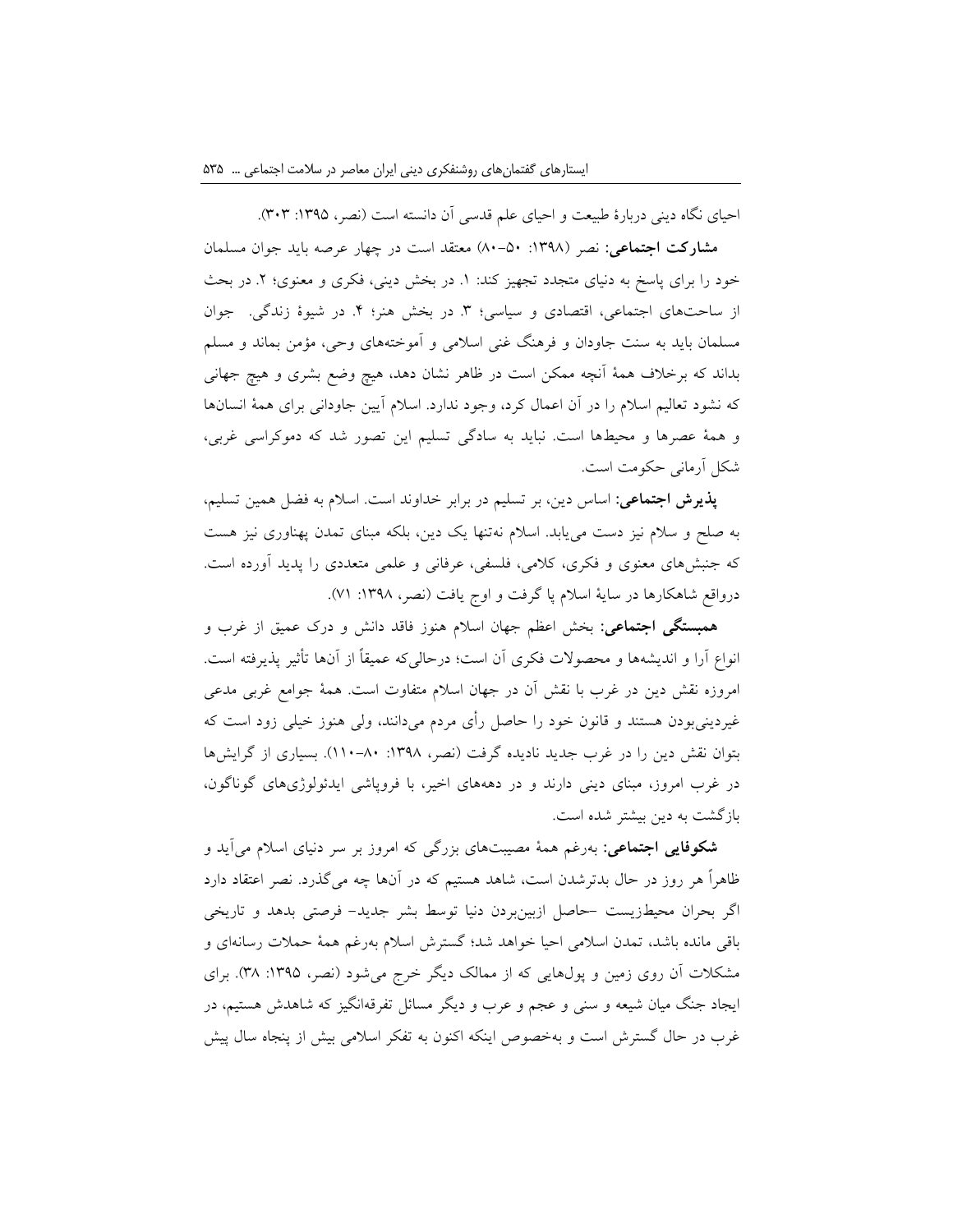احیای نگاه دینی دربارهٔ طبیعت و احیای علم قدسی آن دانسته است (نصر، ۱۳۹۵: ۳۰۳).

**مشارکت اجتماعی:** نصر (۱۳۹۸: ۵۰-۸۰) معتقد است در چهار عرصه باید جوان مسلمان خود را برای پاسخ به دنیای متجدد تجهیز کند: ۱. در بخش دینی، فکری و معنوی؛ ۲. در بحث از ساحت‌های اجتماعی، اقتصادی و سیاسی؛ ۳. در بخش هنر؛ ۴. در شیوهٔ زندگی. جوان مسلمان باید به سنت جاودان و فرهنگ غنی اسلامی و آموخته‌های وحی، مؤمن بماند و مسلم بداند که برخلاف همهٔ آنچه ممکن است در ظاهر نشان دهد، هیچ وضع بشری و هیچ جهانی که نشود تعالیم اسلام را در آن اعمال کرد، وجود ندارد. اسلام آیین جاودانی برای همهٔ انسان‌ها و همهٔ عصرها و محیط‌ها است. نباید به سادگی تسلیم این تصور شد که دموکراسی غربی، شکل آرمانی حکومت است.

**پذیرش اجتماعی:** اساس دین، بر تسلیم در برابر خداوند است. اسلام به فضل همین تسلیم، به صلح و سلام نیز دست می‌یابد. اسلام نه‌تنها یک دین، بلکه مبنای تمدن پهناوری نیز هست که جنبش‌های معنوی و فکری، کلامی، فلسفی، عرفانی و علمی متعددی را پدید آورده است. درواقع شاهکارها در سایهٔ اسلام پا گرفت و اوج یافت (نصر، ۱۳۹۸: ۷۱).

**همبستگی اجتماعی:** بخش اعظم جهان اسلام هنوز فاقد دانش و درک عمیق از غرب و انواع آرا و اندیشه‌ها و محصولات فکری آن است؛ درحالی‌که عمیقاً از آن‌ها تأثیر پذیرفته است. امروزه نقش دین در غرب با نقش آن در جهان اسلام متفاوت است. همهٔ جوامع غربی مدعی غیردینی‌بودن هستند و قانون خود را حاصل رأی مردم می‌دانند، ولی هنوز خیلی زود است که بتوان نقش دین را در غرب جدید نادیده گرفت (نصر، ۱۳۹۸: ۸۰-۱۱۰). بسیاری از گرایش‌ها در غرب امروز، مبنای دینی دارند و در دهه‌های اخیر، با فروپاشی ایدئولوژی‌های گوناگون، بازگشت به دین بیشتر شده است.

**شکوفایی اجتماعی:** به‌رغم همهٔ مصیبت‌های بزرگی که امروز بر سر دنیای اسلام می‌آید و ظاهراً هر روز در حال بدترشدن است، شاهد هستیم که در آن‌ها چه می‌گذرد. نصر اعتقاد دارد اگر بحران محیط‌زیست -حاصل ازبین‌بردن دنیا توسط بشر جدید- فرصتی بدهد و تاریخی باقی مانده باشد، تمدن اسلامی احیا خواهد شد؛ گسترش اسلام به‌رغم همهٔ حملات رسانه‌ای و مشکلات آن روی زمین و پول‌هایی که از ممالک دیگر خرج می‌شود (نصر، ۱۳۹۵: ۳۸). برای ایجاد جنگ میان شیعه و سنی و عجم و عرب و دیگر مسائل تفرقه‌انگیز که شاهدش هستیم، در غرب در حال گسترش است و به‌خصوص اینکه اکنون به تفکر اسلامی بیش از پنجاه سال پیش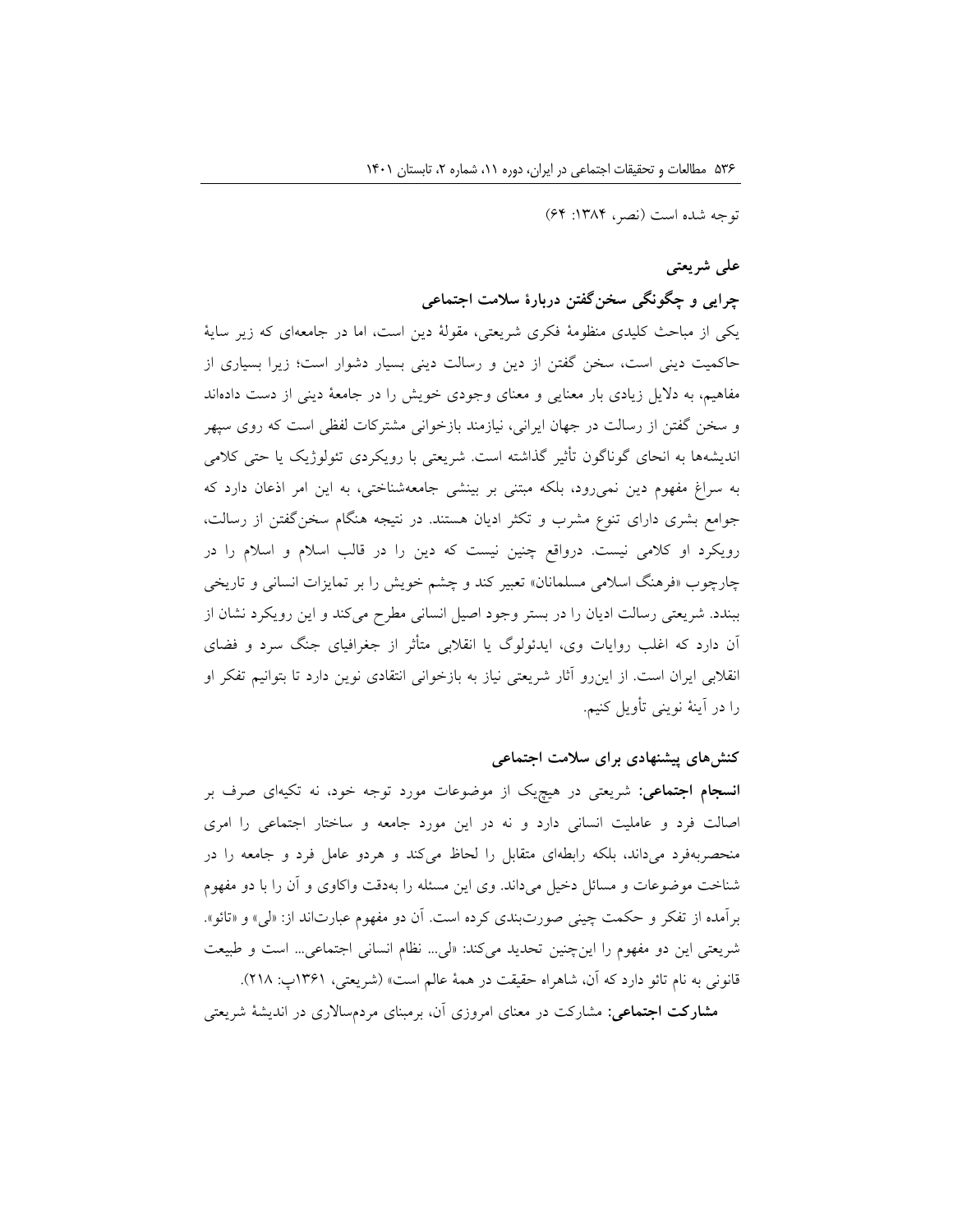توجه شده است (نصر، ۱۳۸۴: ۶۴)

### علی شریعتی

### چرایی و چگونگی سخن‌گفتن دربارهٔ سلامت اجتماعی

یکی از مباحث کلیدی منظومهٔ فکری شریعتی، مقولهٔ دین است، اما در جامعه‌ای که زیر سایهٔ حاکمیت دینی است، سخن گفتن از دین و رسالت دینی بسیار دشوار است؛ زیرا بسیاری از مفاهیم، به دلایل زیادی بار معنایی و معنای وجودی خویش را در جامعهٔ دینی از دست داده‌اند و سخن گفتن از رسالت در جهان ایرانی، نیازمند بازخوانی مشترکات لفظی است که روی سپهر اندیشه‌ها به انحای گوناگون تأثیر گذاشته است. شریعتی با رویکردی تئولوژیک یا حتی کلامی به سراغ مفهوم دین نمی‌رود، بلکه مبتنی بر بینشی جامعه‌شناختی، به این امر اذعان دارد که جوامع بشری دارای تنوع مشرب و تکثر ادیان هستند. در نتیجه هنگام سخن‌گفتن از رسالت، رویکرد او کلامی نیست. درواقع چنین نیست که دین را در قالب اسلام و اسلام را در چارچوب «فرهنگ اسلامی مسلمانان» تعبیر کند و چشم خویش را بر تمایزات انسانی و تاریخی ببندد. شریعتی رسالت ادیان را در بستر وجود اصیل انسانی مطرح می‌کند و این رویکرد نشان از آن دارد که اغلب روایات وی، ایدئولوگ یا انقلابی متأثر از جغرافیای جنگ سرد و فضای انقلابی ایران است. از این‌رو آثار شریعتی نیاز به بازخوانی انتقادی نوین دارد تا بتوانیم تفکر او را در آینهٔ نوینی تأویل کنیم.

### کنش‌های پیشنهادی برای سلامت اجتماعی

**انسجام اجتماعی:** شریعتی در هیچ‌یک از موضوعات مورد توجه خود، نه تکیه‌ای صرف بر اصالت فرد و عاملیت انسانی دارد و نه در این مورد جامعه و ساختار اجتماعی را امری منحصربه‌فرد می‌داند، بلکه رابطه‌ای متقابل را لحاظ می‌کند و هردو عامل فرد و جامعه را در شناخت موضوعات و مسائل دخیل می‌داند. وی این مسئله را به‌دقت واکاوی و آن را با دو مفهوم برآمده از تفکر و حکمت چینی صورت‌بندی کرده است. آن دو مفهوم عبارت‌اند از: «لی» و «تائو». شریعتی این دو مفهوم را این‌چنین تحدید می‌کند: «لی... نظام انسانی اجتماعی... است و طبیعت قانونی به نام تائو دارد که آن، شاهراه حقیقت در همهٔ عالم است» (شریعتی، ۱۳۶۱پ: ۲۱۸).

**مشارکت اجتماعی:** مشارکت در معنای امروزی آن، برمبنای مردم‌سالاری در اندیشهٔ شریعتی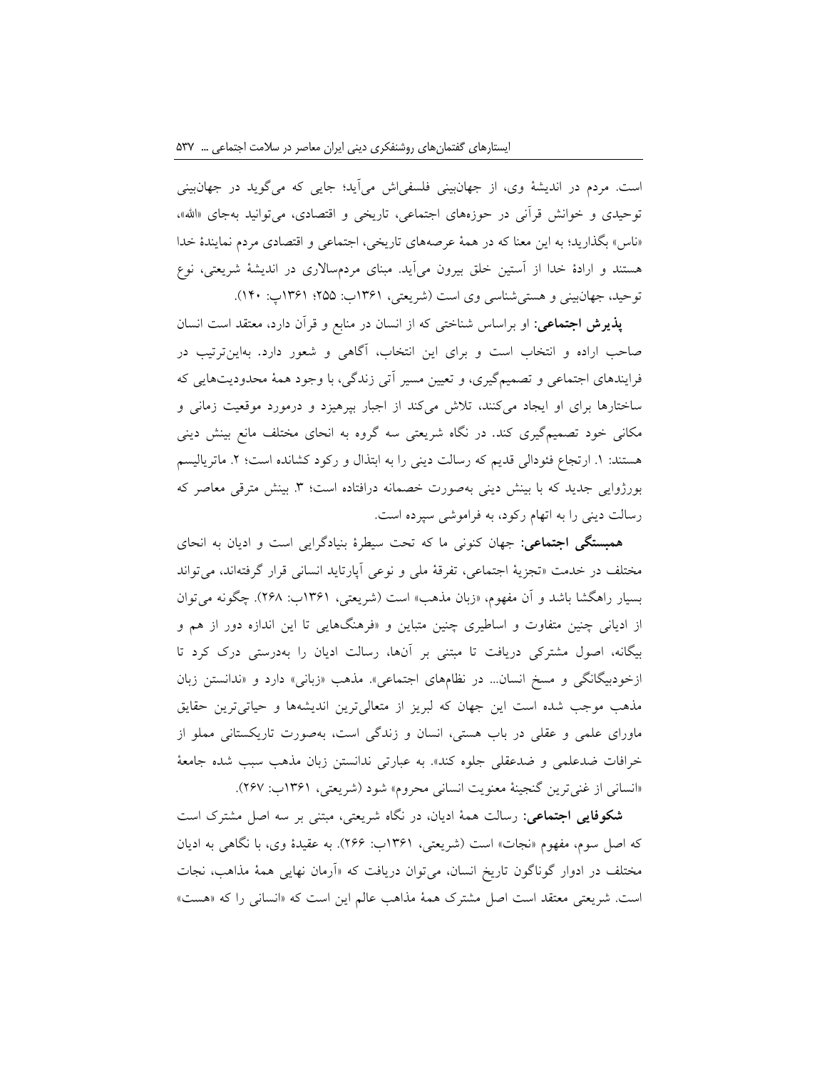است. مردم در اندیشهٔ وی، از جهان‌بینی فلسفی‌اش می‌آید؛ جایی که می‌گوید در جهان‌بینی توحیدی و خوانش قرآنی در حوزه‌های اجتماعی، تاریخی و اقتصادی، می‌توانید به‌جای «الله»، «ناس» بگذارید؛ به این معنا که در همهٔ عرصه‌های تاریخی، اجتماعی و اقتصادی مردم نمایندهٔ خدا هستند و ارادهٔ خدا از آستین خلق بیرون می‌آید. مبنای مردم‌سالاری در اندیشهٔ شریعتی، نوع توحید، جهان‌بینی و هستی‌شناسی وی است (شریعتی، ۱۳۶۱ب: ۲۵۵؛ ۱۳۶۱پ: ۱۴۰).

**پذیرش اجتماعی:** او براساس شناختی که از انسان در منابع و قرآن دارد، معتقد است انسان صاحب اراده و انتخاب است و برای این انتخاب، آگاهی و شعور دارد. بهاین‌ترتیب در فرایندهای اجتماعی و تصمیم‌گیری، و تعیین مسیر آتی زندگی، با وجود همهٔ محدودیت‌هایی که ساختارها برای او ایجاد می‌کنند، تلاش می‌کند از اجبار بپرهیزد و درمورد موقعیت زمانی و مکانی خود تصمیم‌گیری کند. در نگاه شریعتی سه گروه به انحای مختلف مانع بینش دینی هستند: ۱. ارتجاع فئودالی قدیم که رسالت دینی را به ابتذال و رکود کشانده است؛ ۲. ماتریالیسم بورژوایی جدید که با بینش دینی به‌صورت خصمانه درافتاده است؛ ۳. بینش مترقی معاصر که رسالت دینی را به اتهام رکود، به فراموشی سپرده است.

**همبستگی اجتماعی:** جهان کنونی ما که تحت سیطرهٔ بنیادگرایی است و ادیان به انحای مختلف در خدمت «تجزیهٔ اجتماعی، تفرقهٔ ملی و نوعی آپارتاید انسانی قرار گرفته‌اند، می‌تواند بسیار راهگشا باشد و آن مفهوم، «زبان مذهب» است (شریعتی، ۱۳۶۱ب: ۲۶۸). چگونه می‌توان از ادیانی چنین متفاوت و اساطیری چنین متباین و «فرهنگ‌هایی تا این اندازه دور از هم و بیگانه، اصول مشترکی دریافت تا مبتنی بر آن‌ها، رسالت ادیان را به‌درستی درک کرد تا ازخودبیگانگی و مسخ انسان... در نظام‌های اجتماعی». مذهب «زبانی» دارد و «ندانستن زبان مذهب موجب شده است این جهان که لبریز از متعالی‌ترین اندیشه‌ها و حیاتی‌ترین حقایق ماورای علمی و عقلی در باب هستی، انسان و زندگی است، به‌صورت تاریکستانی مملو از خرافات ضدعلمی و ضدعقلی جلوه کند». به عبارتی ندانستن زبان مذهب سبب شده جامعهٔ «انسانی از غنی‌ترین گنجینهٔ معنویت انسانی محروم» شود (شریعتی، ۱۳۶۱ب: ۲۶۷).

**شکوفایی اجتماعی:** رسالت همهٔ ادیان، در نگاه شریعتی، مبتنی بر سه اصل مشترک است که اصل سوم، مفهوم «نجات» است (شریعتی، ۱۳۶۱ب: ۲۶۶). به عقیدهٔ وی، با نگاهی به ادیان مختلف در ادوار گوناگون تاریخ انسان، می‌توان دریافت که «آرمان نهایی همهٔ مذاهب، نجات است. شریعتی معتقد است اصل مشترک همهٔ مذاهب عالم این است که «انسانی را که «هست»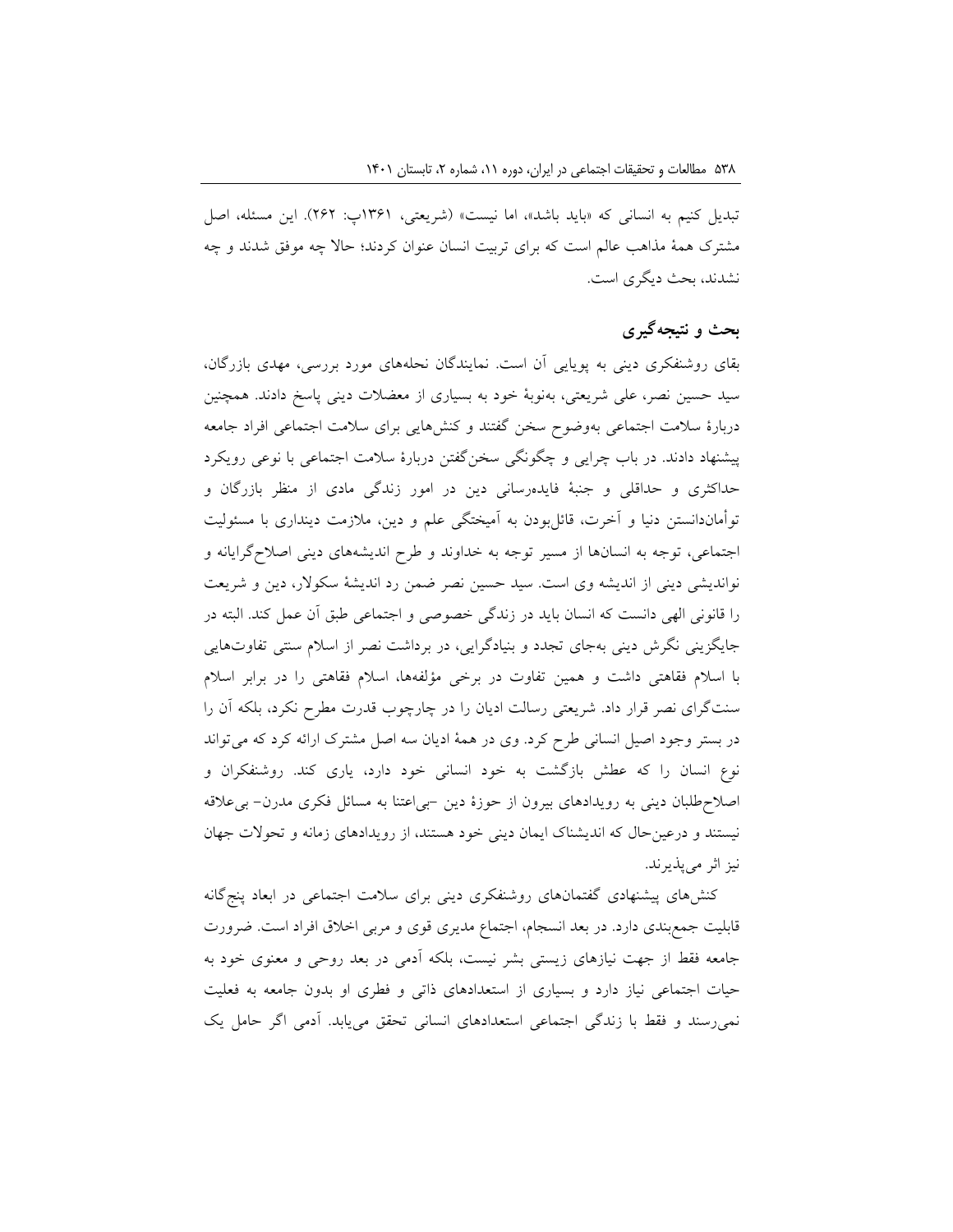تبدیل کنیم به انسانی که «باید باشد»، اما نیست» (شریعتی، ۱۳۶۱پ: ۲۶۲). این مسئله، اصل مشترک همهٔ مذاهب عالم است که برای تربیت انسان عنوان کردند؛ حالا چه موفق شدند و چه نشدند، بحث دیگری است.

## بحث و نتیجه‌گیری

بقای روشنفکری دینی به پویایی آن است. نمایندگان نحله‌های مورد بررسی، مهدی بازرگان، سید حسین نصر، علی شریعتی، به‌نوبهٔ خود به بسیاری از معضلات دینی پاسخ دادند. همچنین دربارهٔ سلامت اجتماعی به‌وضوح سخن گفتند و کنش‌هایی برای سلامت اجتماعی افراد جامعه پیشنهاد دادند. در باب چرایی و چگونگی سخن‌گفتن دربارهٔ سلامت اجتماعی با نوعی رویکرد حداکثری و حداقلی و جنبهٔ فایده‌رسانی دین در امور زندگی مادی از منظر بازرگان و توأمان‌دانستن دنیا و آخرت، قائل‌بودن به آمیختگی علم و دین، ملازمت دینداری با مسئولیت اجتماعی، توجه به انسان‌ها از مسیر توجه به خداوند و طرح اندیشه‌های دینی اصلاح‌گرایانه و نواندیشی دینی از اندیشه وی است. سید حسین نصر ضمن رد اندیشهٔ سکولار، دین و شریعت را قانونی الهی دانست که انسان باید در زندگی خصوصی و اجتماعی طبق آن عمل کند. البته در جایگزینی نگرش دینی به‌جای تجدد و بنیادگرایی، در برداشت نصر از اسلام سنتی تفاوت‌هایی با اسلام فقاهتی داشت و همین تفاوت در برخی مؤلفه‌ها، اسلام فقاهتی را در برابر اسلام سنت‌گرای نصر قرار داد. شریعتی رسالت ادیان را در چارچوب قدرت مطرح نکرد، بلکه آن را در بستر وجود اصیل انسانی طرح کرد. وی در همهٔ ادیان سه اصل مشترک ارائه کرد که می‌تواند نوع انسان را که عطش بازگشت به خود انسانی خود دارد، یاری کند. روشنفکران و اصلاح‌طلبان دینی به رویدادهای بیرون از حوزهٔ دین –بی‌اعتنا به مسائل فکری مدرن– بی‌علاقه نیستند و درعین‌حال که اندیشناک ایمان دینی خود هستند، از رویدادهای زمانه و تحولات جهان نیز اثر می‌پذیرند.

کنش‌های پیشنهادی گفتمان‌های روشنفکری دینی برای سلامت اجتماعی در ابعاد پنج‌گانه قابلیت جمع‌بندی دارد. در بعد انسجام، اجتماع مدیری قوی و مربی اخلاق افراد است. ضرورت جامعه فقط از جهت نیازهای زیستی بشر نیست، بلکه آدمی در بعد روحی و معنوی خود به حیات اجتماعی نیاز دارد و بسیاری از استعدادهای ذاتی و فطری او بدون جامعه به فعلیت نمی‌رسند و فقط با زندگی اجتماعی استعدادهای انسانی تحقق می‌یابد. آدمی اگر حامل یک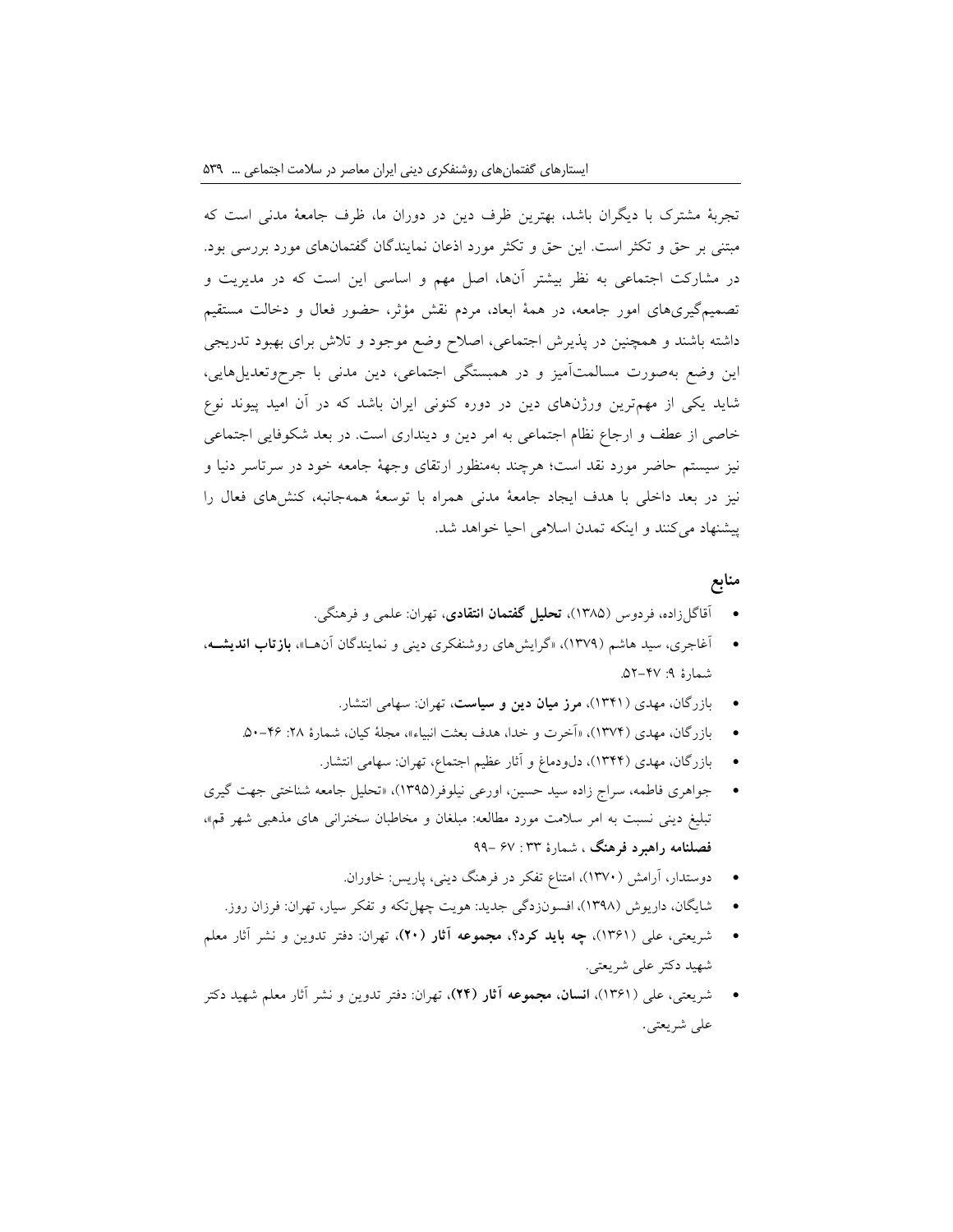تجربهٔ مشترک با دیگران باشد، بهترین ظرف دین در دوران ما، ظرف جامعهٔ مدنی است که مبتنی بر حق و تکثر است. این حق و تکثر مورد اذعان نمایندگان گفتمان‌های مورد بررسی بود. در مشارکت اجتماعی به نظر بیشتر آن‌ها، اصل مهم و اساسی این است که در مدیریت و تصمیم‌گیری‌های امور جامعه، در همهٔ ابعاد، مردم نقش مؤثر، حضور فعال و دخالت مستقیم داشته باشند و همچنین در پذیرش اجتماعی، اصلاح وضع موجود و تلاش برای بهبود تدریجی این وضع به‌صورت مسالمت‌آمیز و در همبستگی اجتماعی، دین مدنی با جرح‌وتعدیل‌هایی، شاید یکی از مهم‌ترین ورژن‌های دین در دوره کنونی ایران باشد که در آن امید پیوند نوع خاصی از عطف و ارجاع نظام اجتماعی به امر دین و دینداری است. در بعد شکوفایی اجتماعی نیز سیستم حاضر مورد نقد است؛ هرچند به‌منظور ارتقای وجههٔ جامعه خود در سرتاسر دنیا و نیز در بعد داخلی با هدف ایجاد جامعهٔ مدنی همراه با توسعهٔ همه‌جانبه، کنش‌های فعال را پیشنهاد می‌کنند و اینکه تمدن اسلامی احیا خواهد شد.

## منابع

- آقاگل‌زاده، فردوس (۱۳۸۵)، **تحلیل گفتمان انتقادی**، تهران: علمی و فرهنگی.
- آغاجری، سید هاشم (۱۳۷۹)، «گرایش‌های روشنفکری دینی و نمایندگان آن‌ها»، **بازتاب اندیشه**، شمارهٔ ۹: ۴۷–۵۲.
- بازرگان، مهدی (۱۳۴۱)، **مرز میان دین و سیاست**، تهران: سهامی انتشار.
- بازرگان، مهدی (۱۳۷۴)، «آخرت و خدا، هدف بعثت انبیاء»، مجلهٔ کیان، شمارهٔ ۲۸: ۴۶–۵۰.
- بازرگان، مهدی (۱۳۴۴)، دل‌ودماغ و آثار عظیم اجتماع، تهران: سهامی انتشار.
- جواهری فاطمه، سراج زاده سید حسین، اورعی نیلوفر(۱۳۹۵)، «تحلیل جامعه شناختی جهت گیری تبلیغ دینی نسبت به امر سلامت مورد مطالعه: مبلغان و مخاطبان سخنرانی های مذهبی شهر قم»، **فصلنامه راهبرد فرهنگ** ، شمارهٔ ۳۳ : ۶۷ –۹۹
- دوستدار، آرامش (۱۳۷۰)، امتناع تفکر در فرهنگ دینی، پاریس: خاوران.
- شایگان، داریوش (۱۳۹۸)، افسون‌زدگی جدید: هویت چهل‌تکه و تفکر سیار، تهران: فرزان روز.
- شریعتی، علی (۱۳۶۱)، **چه باید کرد؟، مجموعه آثار (۲۰)**، تهران: دفتر تدوین و نشر آثار معلم شهید دکتر علی شریعتی.
- شریعتی، علی (۱۳۶۱)، **انسان، مجموعه آثار (۲۴)**، تهران: دفتر تدوین و نشر آثار معلم شهید دکتر علی شریعتی.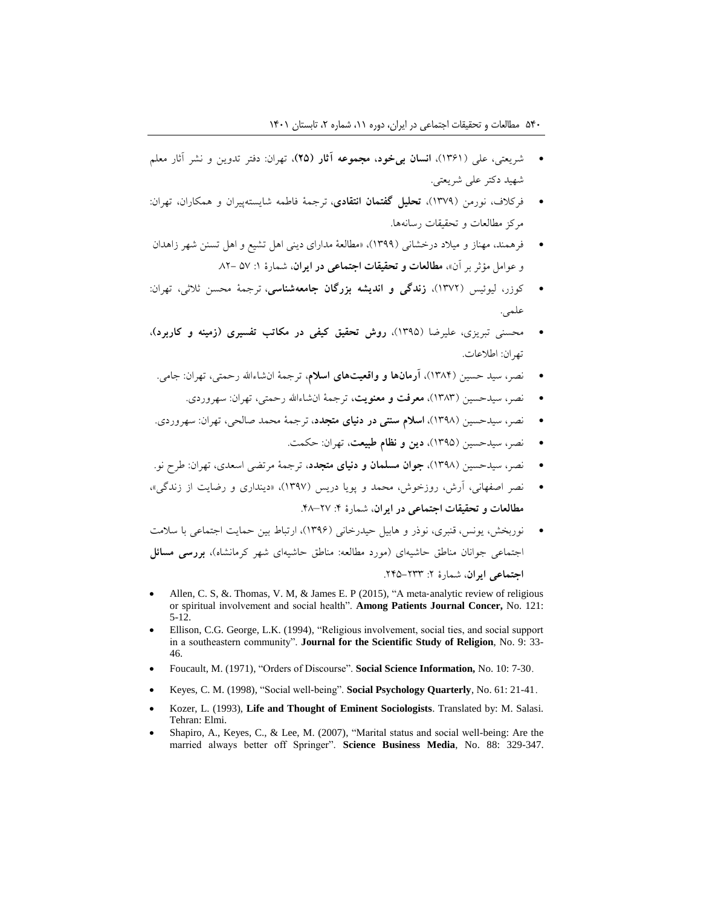- شریعتی، علی (۱۳۶۱)، **انسان بی‌خود، مجموعه آثار (۲۵)**، تهران: دفتر تدوین و نشر آثار معلم شهید دکتر علی شریعتی.
- فرکلاف، نورمن (۱۳۷۹)، **تحلیل گفتمان انتقادی**، ترجمهٔ فاطمه شایسته‌پیران و همکاران، تهران: مرکز مطالعات و تحقیقات رسانه‌ها.
- فرهمند، مهناز و میلاد درخشانی (۱۳۹۹)، «مطالعهٔ مدارای دینی اهل تشیع و اهل تسنن شهر زاهدان و عوامل مؤثر بر آن»، **مطالعات و تحقیقات اجتماعی در ایران**، شمارهٔ ۱: ۵۷ -۸۲.
- کوزر، لیوئیس (۱۳۷۲)، **زندگی و اندیشه بزرگان جامعه‌شناسی**، ترجمهٔ محسن ثلاثی، تهران: علمی.
- محسنی تبریزی، علیرضا (۱۳۹۵)، **روش تحقیق کیفی در مکاتب تفسیری (زمینه و کاربرد)**، تهران: اطلاعات.
- نصر، سید حسین (۱۳۸۴)، **آرمان‌ها و واقعیت‌های اسلام**، ترجمهٔ انشاءالله رحمتی، تهران: جامی.
- نصر، سیدحسین (۱۳۸۳)، **معرفت و معنویت**، ترجمهٔ انشاءالله رحمتی، تهران: سهروردی.
- نصر، سیدحسین (۱۳۹۸)، **اسلام سنتی در دنیای متجدد**، ترجمهٔ محمد صالحی، تهران: سهروردی.
- نصر، سیدحسین (۱۳۹۵)، **دین و نظام طبیعت**، تهران: حکمت.
- نصر، سیدحسین (۱۳۹۸)، **جوان مسلمان و دنیای متجدد**، ترجمهٔ مرتضی اسعدی، تهران: طرح نو.
- نصر اصفهانی، آرش، روزخوش، محمد و پویا دریس (۱۳۹۷)، «دینداری و رضایت از زندگی»، **مطالعات و تحقیقات اجتماعی در ایران**، شمارهٔ ۴: ۲۷–۴۸.
- نوربخش، یونس، قنبری، نوذر و هابیل حیدرخانی (۱۳۹۶)، ارتباط بین حمایت اجتماعی با سلامت اجتماعی جوانان مناطق حاشیه‌ای (مورد مطالعه: مناطق حاشیه‌ای شهر کرمانشاه)، **بررسی مسائل اجتماعی ایران**، شمارهٔ ۲: ۲۳۳–۲۴۵.

- Allen, C. S, &. Thomas, V. M, & James E. P (2015), "A meta-analytic review of religious or spiritual involvement and social health". **Among Patients Journal Concer,** No. 121: 5-12.
- Ellison, C.G. George, L.K. (1994), "Religious involvement, social ties, and social support in a southeastern community". **Journal for the Scientific Study of Religion**, No. 9: 33-46.
- Foucault, M. (1971), "Orders of Discourse". **Social Science Information,** No. 10: 7-30.
- Keyes, C. M. (1998), "Social well-being". **Social Psychology Quarterly**, No. 61: 21-41.
- Kozer, L. (1993), **Life and Thought of Eminent Sociologists**. Translated by: M. Salasi. Tehran: Elmi.
- Shapiro, A., Keyes, C., & Lee, M. (2007), "Marital status and social well-being: Are the married always better off Springer". **Science Business Media**, No. 88: 329-347.